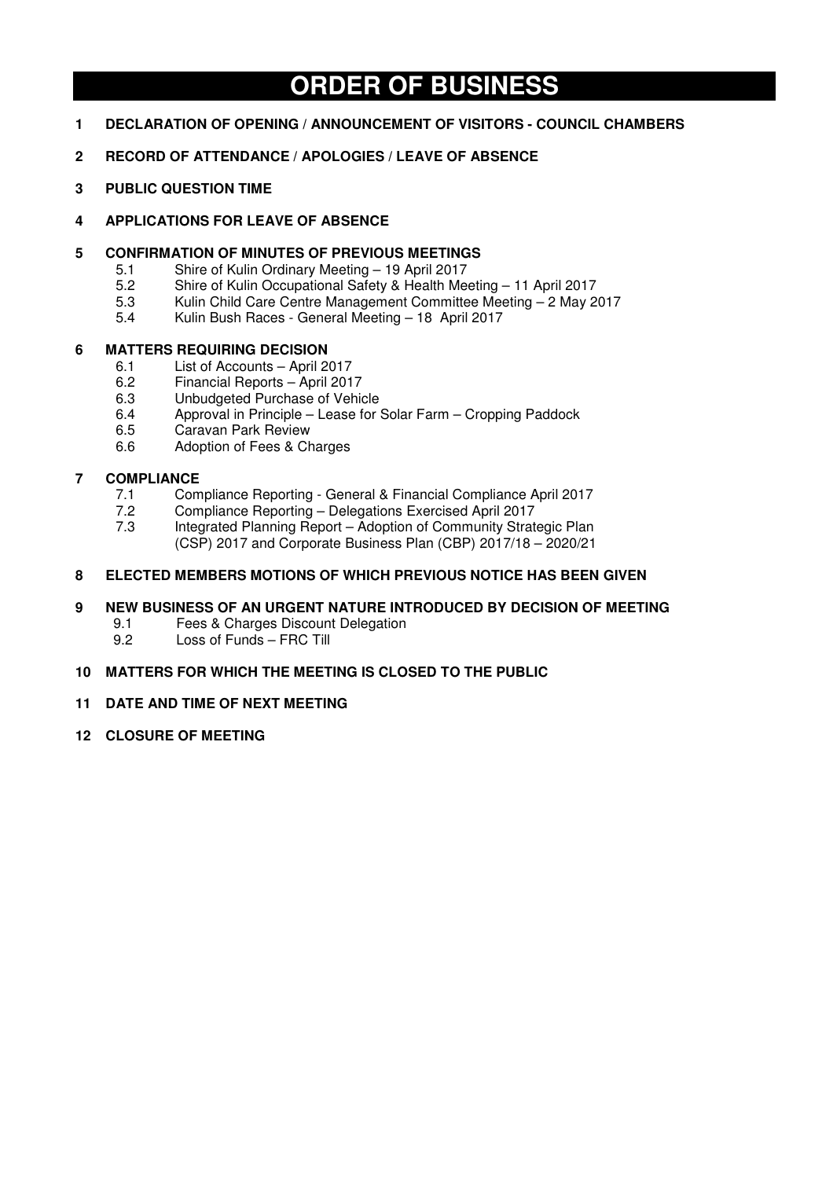# ORDER OF BUSINESS

**1 DECLARATION OF OPENING / ANNOUNCEMENT OF VISITORS - COUNCIL CHAMBERS**

**2 RECORD OF ATTENDANCE / APOLOGIES / LEAVE OF ABSENCE**

**3 PUBLIC QUESTION TIME**

**4 APPLICATIONS FOR LEAVE OF ABSENCE**

**5 CONFIRMATION OF MINUTES OF PREVIOUS MEETINGS**

- 5.1 Shire of Kulin Ordinary Meeting – 19 April 2017
- 5.2 Shire of Kulin Occupational Safety & Health Meeting – 11 April 2017
- 5.3 Kulin Child Care Centre Management Committee Meeting – 2 May 2017
- 5.4 Kulin Bush Races - General Meeting – 18 April 2017

**6 MATTERS REQUIRING DECISION**

- 6.1 List of Accounts – April 2017
- 6.2 Financial Reports – April 2017
- 6.3 Unbudgeted Purchase of Vehicle
- 6.4 Approval in Principle – Lease for Solar Farm – Cropping Paddock
- 6.5 Caravan Park Review
- 6.6 Adoption of Fees & Charges

**7 COMPLIANCE**

- 7.1 Compliance Reporting - General & Financial Compliance April 2017
- 7.2 Compliance Reporting – Delegations Exercised April 2017
- 7.3 Integrated Planning Report – Adoption of Community Strategic Plan (CSP) 2017 and Corporate Business Plan (CBP) 2017/18 – 2020/21

**8 ELECTED MEMBERS MOTIONS OF WHICH PREVIOUS NOTICE HAS BEEN GIVEN**

**9 NEW BUSINESS OF AN URGENT NATURE INTRODUCED BY DECISION OF MEETING**

- 9.1 Fees & Charges Discount Delegation
- 9.2 Loss of Funds – FRC Till

**10 MATTERS FOR WHICH THE MEETING IS CLOSED TO THE PUBLIC**

**11 DATE AND TIME OF NEXT MEETING**

**12 CLOSURE OF MEETING**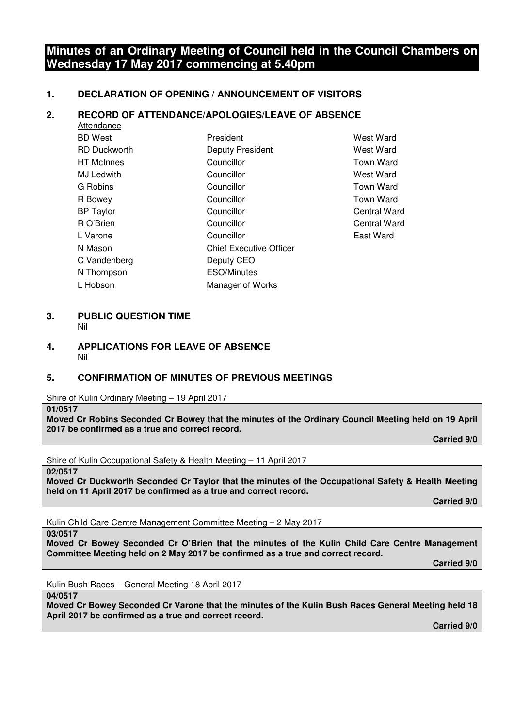# Minutes of an Ordinary Meeting of Council held in the Council Chambers on Wednesday 17 May 2017 commencing at 5.40pm

## 1. DECLARATION OF OPENING / ANNOUNCEMENT OF VISITORS

## 2. RECORD OF ATTENDANCE/APOLOGIES/LEAVE OF ABSENCE

Attendance

| | | |
|---|---|---|
| BD West | President | West Ward |
| RD Duckworth | Deputy President | West Ward |
| HT McInnes | Councillor | Town Ward |
| MJ Ledwith | Councillor | West Ward |
| G Robins | Councillor | Town Ward |
| R Bowey | Councillor | Town Ward |
| BP Taylor | Councillor | Central Ward |
| R O'Brien | Councillor | Central Ward |
| L Varone | Councillor | East Ward |
| N Mason | Chief Executive Officer | |
| C Vandenberg | Deputy CEO | |
| N Thompson | ESO/Minutes | |
| L Hobson | Manager of Works | |

## 3. PUBLIC QUESTION TIME

Nil

## 4. APPLICATIONS FOR LEAVE OF ABSENCE

Nil

## 5. CONFIRMATION OF MINUTES OF PREVIOUS MEETINGS

Shire of Kulin Ordinary Meeting – 19 April 2017

**01/0517**
**Moved Cr Robins Seconded Cr Bowey that the minutes of the Ordinary Council Meeting held on 19 April 2017 be confirmed as a true and correct record.**

**Carried 9/0**

Shire of Kulin Occupational Safety & Health Meeting – 11 April 2017

**02/0517**
**Moved Cr Duckworth Seconded Cr Taylor that the minutes of the Occupational Safety & Health Meeting held on 11 April 2017 be confirmed as a true and correct record.**

**Carried 9/0**

Kulin Child Care Centre Management Committee Meeting – 2 May 2017

**03/0517**
**Moved Cr Bowey Seconded Cr O'Brien that the minutes of the Kulin Child Care Centre Management Committee Meeting held on 2 May 2017 be confirmed as a true and correct record.**

**Carried 9/0**

Kulin Bush Races – General Meeting 18 April 2017

**04/0517**
**Moved Cr Bowey Seconded Cr Varone that the minutes of the Kulin Bush Races General Meeting held 18 April 2017 be confirmed as a true and correct record.**

**Carried 9/0**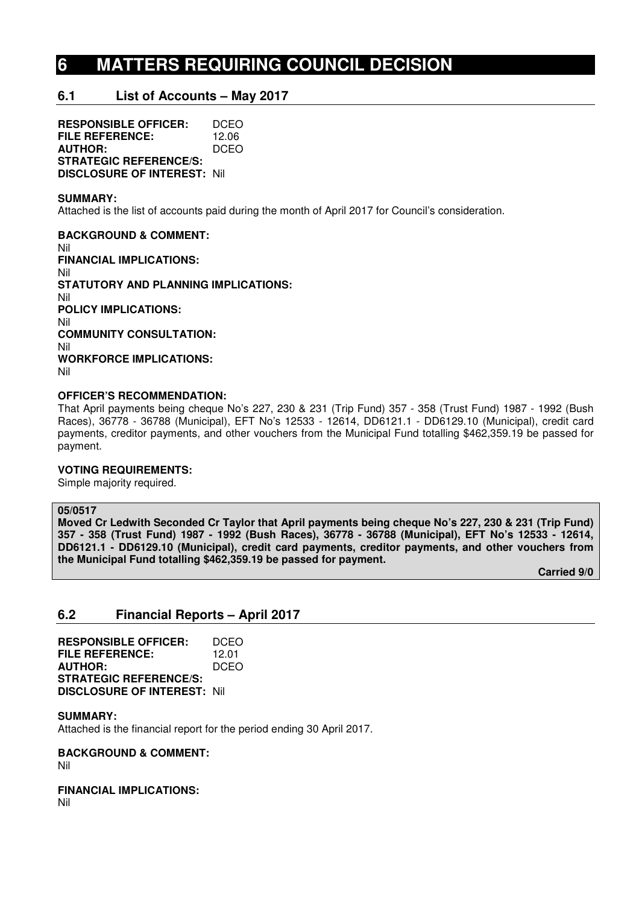# 6 MATTERS REQUIRING COUNCIL DECISION

## 6.1 List of Accounts – May 2017

**RESPONSIBLE OFFICER:** DCEO
**FILE REFERENCE:** 12.06
**AUTHOR:** DCEO
**STRATEGIC REFERENCE/S:**
**DISCLOSURE OF INTEREST:** Nil

**SUMMARY:**
Attached is the list of accounts paid during the month of April 2017 for Council's consideration.

**BACKGROUND & COMMENT:**
Nil
**FINANCIAL IMPLICATIONS:**
Nil
**STATUTORY AND PLANNING IMPLICATIONS:**
Nil
**POLICY IMPLICATIONS:**
Nil
**COMMUNITY CONSULTATION:**
Nil
**WORKFORCE IMPLICATIONS:**
Nil

**OFFICER'S RECOMMENDATION:**
That April payments being cheque No's 227, 230 & 231 (Trip Fund) 357 - 358 (Trust Fund) 1987 - 1992 (Bush Races), 36778 - 36788 (Municipal), EFT No's 12533 - 12614, DD6121.1 - DD6129.10 (Municipal), credit card payments, creditor payments, and other vouchers from the Municipal Fund totalling $462,359.19 be passed for payment.

**VOTING REQUIREMENTS:**
Simple majority required.

**05/0517**
**Moved Cr Ledwith Seconded Cr Taylor that April payments being cheque No's 227, 230 & 231 (Trip Fund) 357 - 358 (Trust Fund) 1987 - 1992 (Bush Races), 36778 - 36788 (Municipal), EFT No's 12533 - 12614, DD6121.1 - DD6129.10 (Municipal), credit card payments, creditor payments, and other vouchers from the Municipal Fund totalling $462,359.19 be passed for payment.**

**Carried 9/0**

## 6.2 Financial Reports – April 2017

**RESPONSIBLE OFFICER:** DCEO
**FILE REFERENCE:** 12.01
**AUTHOR:** DCEO
**STRATEGIC REFERENCE/S:**
**DISCLOSURE OF INTEREST:** Nil

**SUMMARY:**
Attached is the financial report for the period ending 30 April 2017.

**BACKGROUND & COMMENT:**
Nil

**FINANCIAL IMPLICATIONS:**
Nil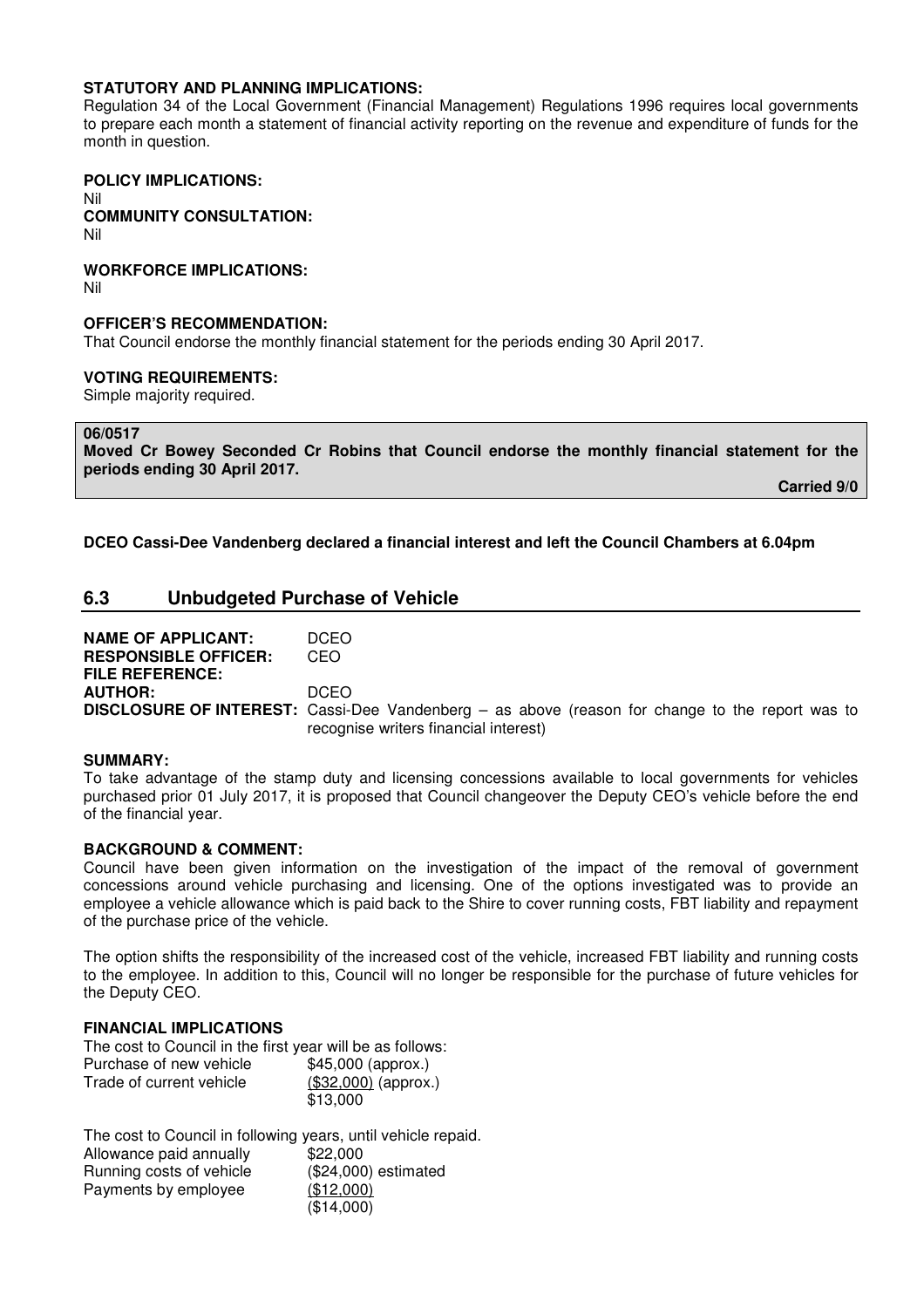**STATUTORY AND PLANNING IMPLICATIONS:**
Regulation 34 of the Local Government (Financial Management) Regulations 1996 requires local governments to prepare each month a statement of financial activity reporting on the revenue and expenditure of funds for the month in question.

**POLICY IMPLICATIONS:**
Nil

**COMMUNITY CONSULTATION:**
Nil

**WORKFORCE IMPLICATIONS:**
Nil

**OFFICER'S RECOMMENDATION:**
That Council endorse the monthly financial statement for the periods ending 30 April 2017.

**VOTING REQUIREMENTS:**
Simple majority required.

**06/0517**
**Moved Cr Bowey Seconded Cr Robins that Council endorse the monthly financial statement for the periods ending 30 April 2017.**

**Carried 9/0**

**DCEO Cassi-Dee Vandenberg declared a financial interest and left the Council Chambers at 6.04pm**

## 6.3 Unbudgeted Purchase of Vehicle

**NAME OF APPLICANT:** DCEO
**RESPONSIBLE OFFICER:** CEO
**FILE REFERENCE:**
**AUTHOR:** DCEO
**DISCLOSURE OF INTEREST:** Cassi-Dee Vandenberg – as above (reason for change to the report was to recognise writers financial interest)

**SUMMARY:**
To take advantage of the stamp duty and licensing concessions available to local governments for vehicles purchased prior 01 July 2017, it is proposed that Council changeover the Deputy CEO's vehicle before the end of the financial year.

**BACKGROUND & COMMENT:**
Council have been given information on the investigation of the impact of the removal of government concessions around vehicle purchasing and licensing. One of the options investigated was to provide an employee a vehicle allowance which is paid back to the Shire to cover running costs, FBT liability and repayment of the purchase price of the vehicle.

The option shifts the responsibility of the increased cost of the vehicle, increased FBT liability and running costs to the employee. In addition to this, Council will no longer be responsible for the purchase of future vehicles for the Deputy CEO.

**FINANCIAL IMPLICATIONS**
The cost to Council in the first year will be as follows:

| | |
|---|---|
| Purchase of new vehicle | \$45,000 (approx.) |
| Trade of current vehicle | (\$32,000) (approx.) |
| | \$13,000 |

The cost to Council in following years, until vehicle repaid.

| | |
|---|---|
| Allowance paid annually | \$22,000 |
| Running costs of vehicle | (\$24,000) estimated |
| Payments by employee | (\$12,000) |
| | (\$14,000) |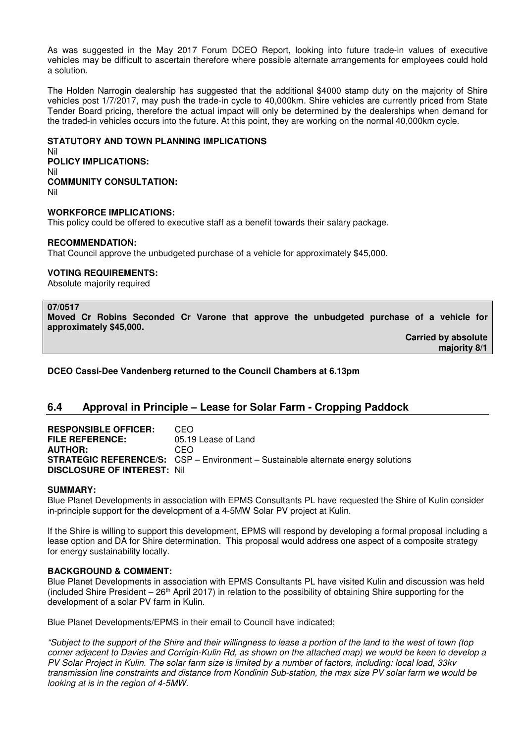As was suggested in the May 2017 Forum DCEO Report, looking into future trade-in values of executive vehicles may be difficult to ascertain therefore where possible alternate arrangements for employees could hold a solution.

The Holden Narrogin dealership has suggested that the additional $4000 stamp duty on the majority of Shire vehicles post 1/7/2017, may push the trade-in cycle to 40,000km. Shire vehicles are currently priced from State Tender Board pricing, therefore the actual impact will only be determined by the dealerships when demand for the traded-in vehicles occurs into the future. At this point, they are working on the normal 40,000km cycle.

**STATUTORY AND TOWN PLANNING IMPLICATIONS**
Nil
**POLICY IMPLICATIONS:**
Nil
**COMMUNITY CONSULTATION:**
Nil

**WORKFORCE IMPLICATIONS:**
This policy could be offered to executive staff as a benefit towards their salary package.

**RECOMMENDATION:**
That Council approve the unbudgeted purchase of a vehicle for approximately $45,000.

**VOTING REQUIREMENTS:**
Absolute majority required

**07/0517**
**Moved Cr Robins Seconded Cr Varone that approve the unbudgeted purchase of a vehicle for approximately $45,000.**

**Carried by absolute majority 8/1**

**DCEO Cassi-Dee Vandenberg returned to the Council Chambers at 6.13pm**

## 6.4 Approval in Principle – Lease for Solar Farm - Cropping Paddock

**RESPONSIBLE OFFICER:** CEO
**FILE REFERENCE:** 05.19 Lease of Land
**AUTHOR:** CEO
**STRATEGIC REFERENCE/S:** CSP – Environment – Sustainable alternate energy solutions
**DISCLOSURE OF INTEREST:** Nil

**SUMMARY:**
Blue Planet Developments in association with EPMS Consultants PL have requested the Shire of Kulin consider in-principle support for the development of a 4-5MW Solar PV project at Kulin.

If the Shire is willing to support this development, EPMS will respond by developing a formal proposal including a lease option and DA for Shire determination. This proposal would address one aspect of a composite strategy for energy sustainability locally.

**BACKGROUND & COMMENT:**
Blue Planet Developments in association with EPMS Consultants PL have visited Kulin and discussion was held (included Shire President – 26th April 2017) in relation to the possibility of obtaining Shire supporting for the development of a solar PV farm in Kulin.

Blue Planet Developments/EPMS in their email to Council have indicated;

*"Subject to the support of the Shire and their willingness to lease a portion of the land to the west of town (top corner adjacent to Davies and Corrigin-Kulin Rd, as shown on the attached map) we would be keen to develop a PV Solar Project in Kulin. The solar farm size is limited by a number of factors, including: local load, 33kv transmission line constraints and distance from Kondinin Sub-station, the max size PV solar farm we would be looking at is in the region of 4-5MW.*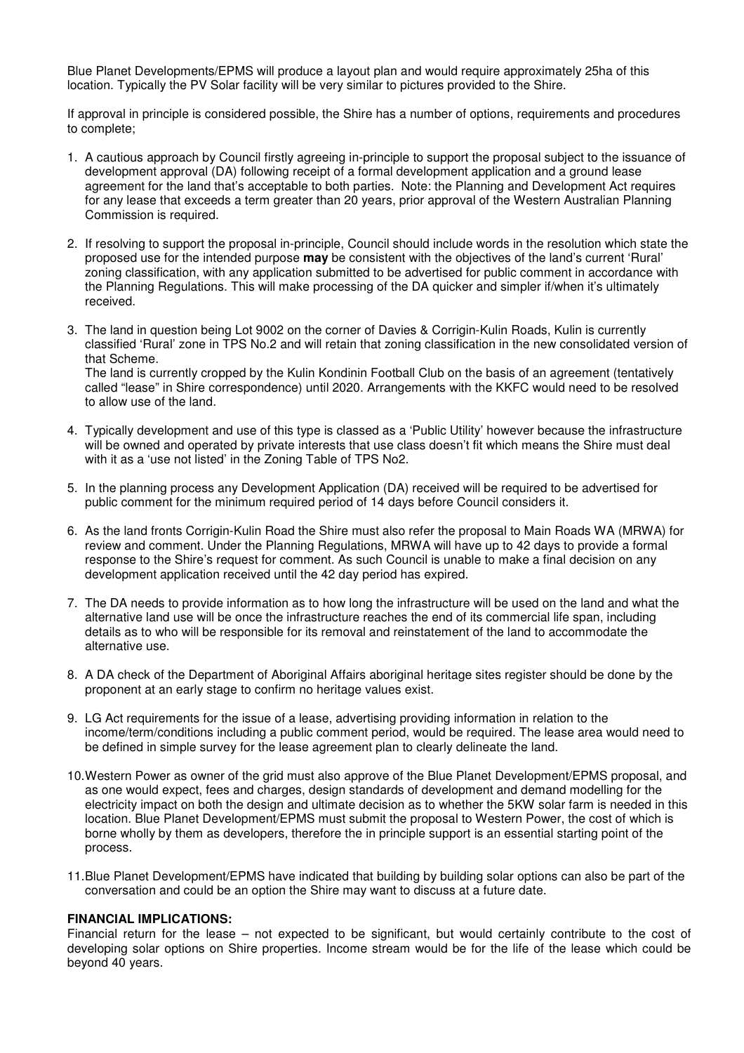Blue Planet Developments/EPMS will produce a layout plan and would require approximately 25ha of this location. Typically the PV Solar facility will be very similar to pictures provided to the Shire.

If approval in principle is considered possible, the Shire has a number of options, requirements and procedures to complete;

1. A cautious approach by Council firstly agreeing in-principle to support the proposal subject to the issuance of development approval (DA) following receipt of a formal development application and a ground lease agreement for the land that's acceptable to both parties. Note: the Planning and Development Act requires for any lease that exceeds a term greater than 20 years, prior approval of the Western Australian Planning Commission is required.

2. If resolving to support the proposal in-principle, Council should include words in the resolution which state the proposed use for the intended purpose **may** be consistent with the objectives of the land's current 'Rural' zoning classification, with any application submitted to be advertised for public comment in accordance with the Planning Regulations. This will make processing of the DA quicker and simpler if/when it's ultimately received.

3. The land in question being Lot 9002 on the corner of Davies & Corrigin-Kulin Roads, Kulin is currently classified 'Rural' zone in TPS No.2 and will retain that zoning classification in the new consolidated version of that Scheme.
   The land is currently cropped by the Kulin Kondinin Football Club on the basis of an agreement (tentatively called "lease" in Shire correspondence) until 2020. Arrangements with the KKFC would need to be resolved to allow use of the land.

4. Typically development and use of this type is classed as a 'Public Utility' however because the infrastructure will be owned and operated by private interests that use class doesn't fit which means the Shire must deal with it as a 'use not listed' in the Zoning Table of TPS No2.

5. In the planning process any Development Application (DA) received will be required to be advertised for public comment for the minimum required period of 14 days before Council considers it.

6. As the land fronts Corrigin-Kulin Road the Shire must also refer the proposal to Main Roads WA (MRWA) for review and comment. Under the Planning Regulations, MRWA will have up to 42 days to provide a formal response to the Shire's request for comment. As such Council is unable to make a final decision on any development application received until the 42 day period has expired.

7. The DA needs to provide information as to how long the infrastructure will be used on the land and what the alternative land use will be once the infrastructure reaches the end of its commercial life span, including details as to who will be responsible for its removal and reinstatement of the land to accommodate the alternative use.

8. A DA check of the Department of Aboriginal Affairs aboriginal heritage sites register should be done by the proponent at an early stage to confirm no heritage values exist.

9. LG Act requirements for the issue of a lease, advertising providing information in relation to the income/term/conditions including a public comment period, would be required. The lease area would need to be defined in simple survey for the lease agreement plan to clearly delineate the land.

10. Western Power as owner of the grid must also approve of the Blue Planet Development/EPMS proposal, and as one would expect, fees and charges, design standards of development and demand modelling for the electricity impact on both the design and ultimate decision as to whether the 5KW solar farm is needed in this location. Blue Planet Development/EPMS must submit the proposal to Western Power, the cost of which is borne wholly by them as developers, therefore the in principle support is an essential starting point of the process.

11. Blue Planet Development/EPMS have indicated that building by building solar options can also be part of the conversation and could be an option the Shire may want to discuss at a future date.

**FINANCIAL IMPLICATIONS:**

Financial return for the lease – not expected to be significant, but would certainly contribute to the cost of developing solar options on Shire properties. Income stream would be for the life of the lease which could be beyond 40 years.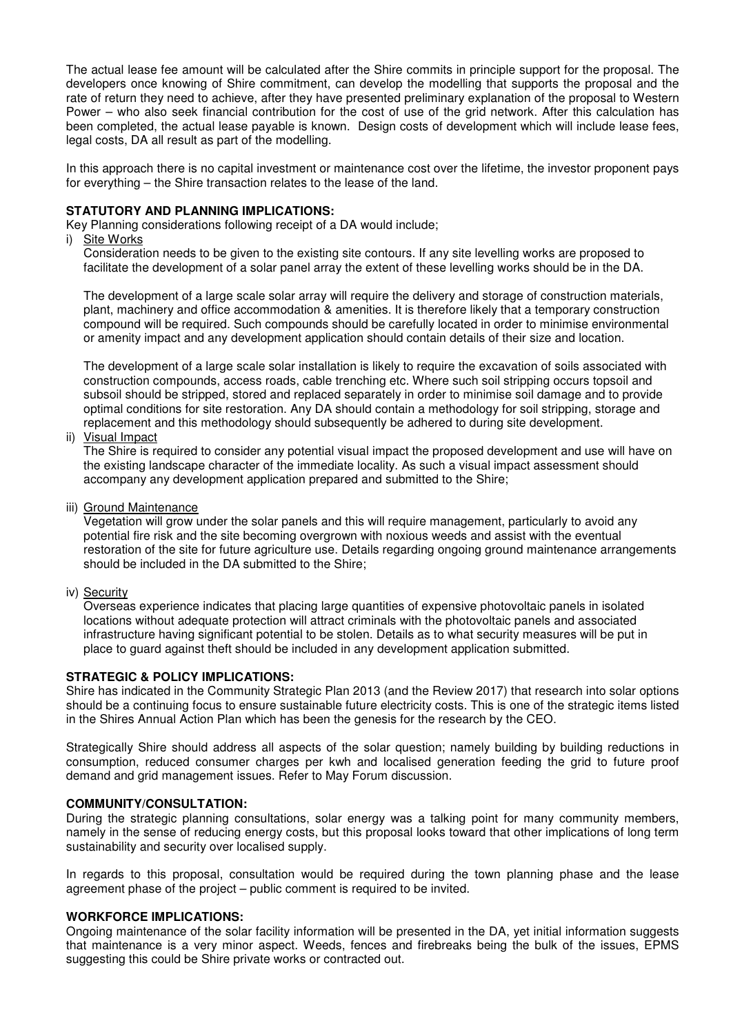The actual lease fee amount will be calculated after the Shire commits in principle support for the proposal. The developers once knowing of Shire commitment, can develop the modelling that supports the proposal and the rate of return they need to achieve, after they have presented preliminary explanation of the proposal to Western Power – who also seek financial contribution for the cost of use of the grid network. After this calculation has been completed, the actual lease payable is known. Design costs of development which will include lease fees, legal costs, DA all result as part of the modelling.

In this approach there is no capital investment or maintenance cost over the lifetime, the investor proponent pays for everything – the Shire transaction relates to the lease of the land.

**STATUTORY AND PLANNING IMPLICATIONS:**

Key Planning considerations following receipt of a DA would include;

i) Site Works

Consideration needs to be given to the existing site contours. If any site levelling works are proposed to facilitate the development of a solar panel array the extent of these levelling works should be in the DA.

The development of a large scale solar array will require the delivery and storage of construction materials, plant, machinery and office accommodation & amenities. It is therefore likely that a temporary construction compound will be required. Such compounds should be carefully located in order to minimise environmental or amenity impact and any development application should contain details of their size and location.

The development of a large scale solar installation is likely to require the excavation of soils associated with construction compounds, access roads, cable trenching etc. Where such soil stripping occurs topsoil and subsoil should be stripped, stored and replaced separately in order to minimise soil damage and to provide optimal conditions for site restoration. Any DA should contain a methodology for soil stripping, storage and replacement and this methodology should subsequently be adhered to during site development.

ii) Visual Impact

The Shire is required to consider any potential visual impact the proposed development and use will have on the existing landscape character of the immediate locality. As such a visual impact assessment should accompany any development application prepared and submitted to the Shire;

iii) Ground Maintenance

Vegetation will grow under the solar panels and this will require management, particularly to avoid any potential fire risk and the site becoming overgrown with noxious weeds and assist with the eventual restoration of the site for future agriculture use. Details regarding ongoing ground maintenance arrangements should be included in the DA submitted to the Shire;

iv) Security

Overseas experience indicates that placing large quantities of expensive photovoltaic panels in isolated locations without adequate protection will attract criminals with the photovoltaic panels and associated infrastructure having significant potential to be stolen. Details as to what security measures will be put in place to guard against theft should be included in any development application submitted.

**STRATEGIC & POLICY IMPLICATIONS:**

Shire has indicated in the Community Strategic Plan 2013 (and the Review 2017) that research into solar options should be a continuing focus to ensure sustainable future electricity costs. This is one of the strategic items listed in the Shires Annual Action Plan which has been the genesis for the research by the CEO.

Strategically Shire should address all aspects of the solar question; namely building by building reductions in consumption, reduced consumer charges per kwh and localised generation feeding the grid to future proof demand and grid management issues. Refer to May Forum discussion.

**COMMUNITY/CONSULTATION:**

During the strategic planning consultations, solar energy was a talking point for many community members, namely in the sense of reducing energy costs, but this proposal looks toward that other implications of long term sustainability and security over localised supply.

In regards to this proposal, consultation would be required during the town planning phase and the lease agreement phase of the project – public comment is required to be invited.

**WORKFORCE IMPLICATIONS:**

Ongoing maintenance of the solar facility information will be presented in the DA, yet initial information suggests that maintenance is a very minor aspect. Weeds, fences and firebreaks being the bulk of the issues, EPMS suggesting this could be Shire private works or contracted out.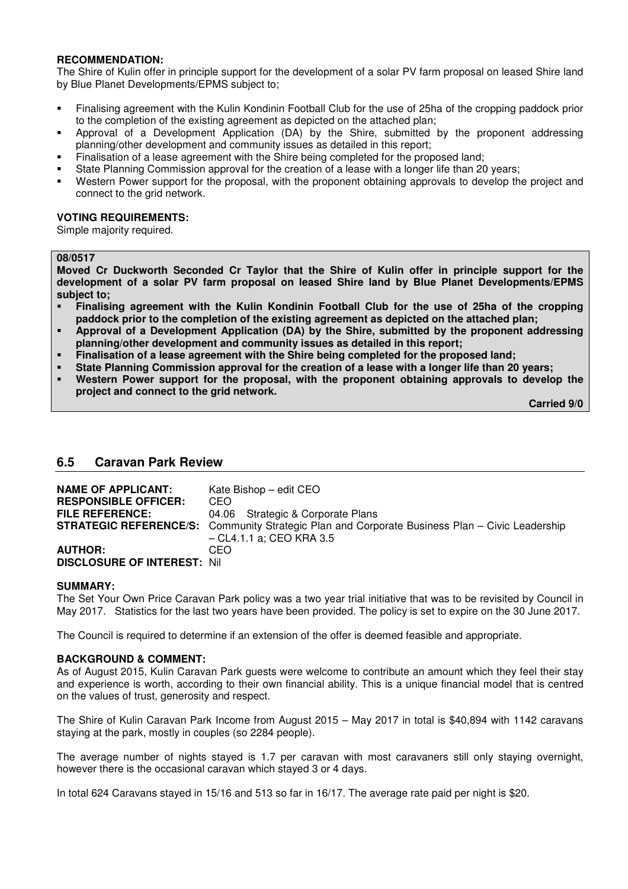**RECOMMENDATION:**
The Shire of Kulin offer in principle support for the development of a solar PV farm proposal on leased Shire land by Blue Planet Developments/EPMS subject to;

- Finalising agreement with the Kulin Kondinin Football Club for the use of 25ha of the cropping paddock prior to the completion of the existing agreement as depicted on the attached plan;
- Approval of a Development Application (DA) by the Shire, submitted by the proponent addressing planning/other development and community issues as detailed in this report;
- Finalisation of a lease agreement with the Shire being completed for the proposed land;
- State Planning Commission approval for the creation of a lease with a longer life than 20 years;
- Western Power support for the proposal, with the proponent obtaining approvals to develop the project and connect to the grid network.

**VOTING REQUIREMENTS:**
Simple majority required.

**08/0517**
**Moved Cr Duckworth Seconded Cr Taylor that the Shire of Kulin offer in principle support for the development of a solar PV farm proposal on leased Shire land by Blue Planet Developments/EPMS subject to;**

- **Finalising agreement with the Kulin Kondinin Football Club for the use of 25ha of the cropping paddock prior to the completion of the existing agreement as depicted on the attached plan;**
- **Approval of a Development Application (DA) by the Shire, submitted by the proponent addressing planning/other development and community issues as detailed in this report;**
- **Finalisation of a lease agreement with the Shire being completed for the proposed land;**
- **State Planning Commission approval for the creation of a lease with a longer life than 20 years;**
- **Western Power support for the proposal, with the proponent obtaining approvals to develop the project and connect to the grid network.**

**Carried 9/0**

## 6.5 Caravan Park Review

**NAME OF APPLICANT:** Kate Bishop – edit CEO
**RESPONSIBLE OFFICER:** CEO
**FILE REFERENCE:** 04.06 Strategic & Corporate Plans
**STRATEGIC REFERENCE/S:** Community Strategic Plan and Corporate Business Plan – Civic Leadership – CL4.1.1 a; CEO KRA 3.5
**AUTHOR:** CEO
**DISCLOSURE OF INTEREST:** Nil

**SUMMARY:**
The Set Your Own Price Caravan Park policy was a two year trial initiative that was to be revisited by Council in May 2017. Statistics for the last two years have been provided. The policy is set to expire on the 30 June 2017.

The Council is required to determine if an extension of the offer is deemed feasible and appropriate.

**BACKGROUND & COMMENT:**
As of August 2015, Kulin Caravan Park guests were welcome to contribute an amount which they feel their stay and experience is worth, according to their own financial ability. This is a unique financial model that is centred on the values of trust, generosity and respect.

The Shire of Kulin Caravan Park Income from August 2015 – May 2017 in total is $40,894 with 1142 caravans staying at the park, mostly in couples (so 2284 people).

The average number of nights stayed is 1.7 per caravan with most caravaners still only staying overnight, however there is the occasional caravan which stayed 3 or 4 days.

In total 624 Caravans stayed in 15/16 and 513 so far in 16/17. The average rate paid per night is $20.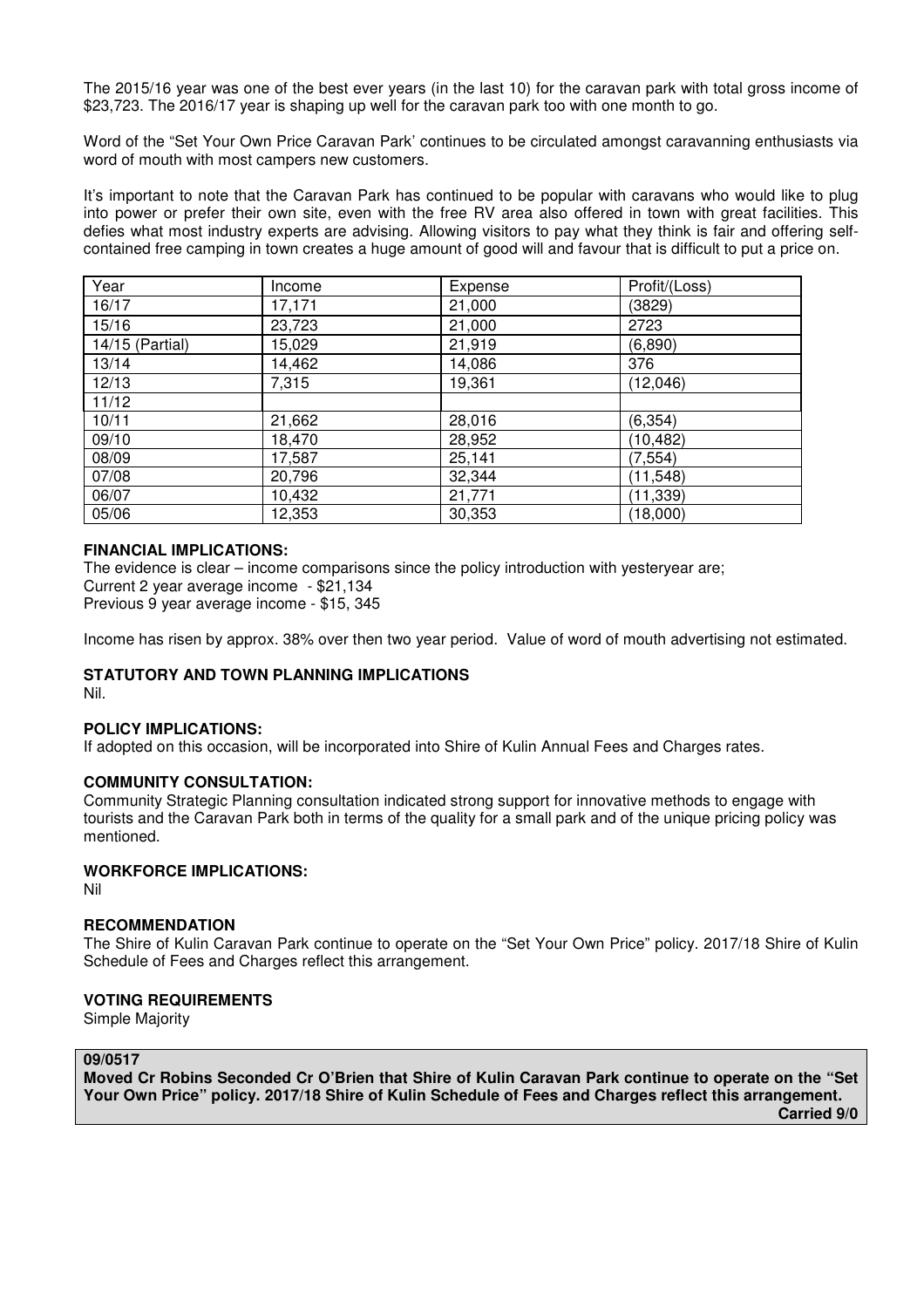The 2015/16 year was one of the best ever years (in the last 10) for the caravan park with total gross income of $23,723. The 2016/17 year is shaping up well for the caravan park too with one month to go.

Word of the "Set Your Own Price Caravan Park' continues to be circulated amongst caravanning enthusiasts via word of mouth with most campers new customers.

It's important to note that the Caravan Park has continued to be popular with caravans who would like to plug into power or prefer their own site, even with the free RV area also offered in town with great facilities. This defies what most industry experts are advising. Allowing visitors to pay what they think is fair and offering self-contained free camping in town creates a huge amount of good will and favour that is difficult to put a price on.

| Year | Income | Expense | Profit/(Loss) |
|---|---|---|---|
| 16/17 | 17,171 | 21,000 | (3829) |
| 15/16 | 23,723 | 21,000 | 2723 |
| 14/15 (Partial) | 15,029 | 21,919 | (6,890) |
| 13/14 | 14,462 | 14,086 | 376 |
| 12/13 | 7,315 | 19,361 | (12,046) |
| 11/12 | | | |
| 10/11 | 21,662 | 28,016 | (6,354) |
| 09/10 | 18,470 | 28,952 | (10,482) |
| 08/09 | 17,587 | 25,141 | (7,554) |
| 07/08 | 20,796 | 32,344 | (11,548) |
| 06/07 | 10,432 | 21,771 | (11,339) |
| 05/06 | 12,353 | 30,353 | (18,000) |

**FINANCIAL IMPLICATIONS:**

The evidence is clear – income comparisons since the policy introduction with yesteryear are;
Current 2 year average income - $21,134
Previous 9 year average income - $15, 345

Income has risen by approx. 38% over then two year period. Value of word of mouth advertising not estimated.

**STATUTORY AND TOWN PLANNING IMPLICATIONS**

Nil.

**POLICY IMPLICATIONS:**

If adopted on this occasion, will be incorporated into Shire of Kulin Annual Fees and Charges rates.

**COMMUNITY CONSULTATION:**

Community Strategic Planning consultation indicated strong support for innovative methods to engage with tourists and the Caravan Park both in terms of the quality for a small park and of the unique pricing policy was mentioned.

**WORKFORCE IMPLICATIONS:**

Nil

**RECOMMENDATION**

The Shire of Kulin Caravan Park continue to operate on the "Set Your Own Price" policy. 2017/18 Shire of Kulin Schedule of Fees and Charges reflect this arrangement.

**VOTING REQUIREMENTS**

Simple Majority

**09/0517**

**Moved Cr Robins Seconded Cr O'Brien that Shire of Kulin Caravan Park continue to operate on the "Set Your Own Price" policy. 2017/18 Shire of Kulin Schedule of Fees and Charges reflect this arrangement.**

**Carried 9/0**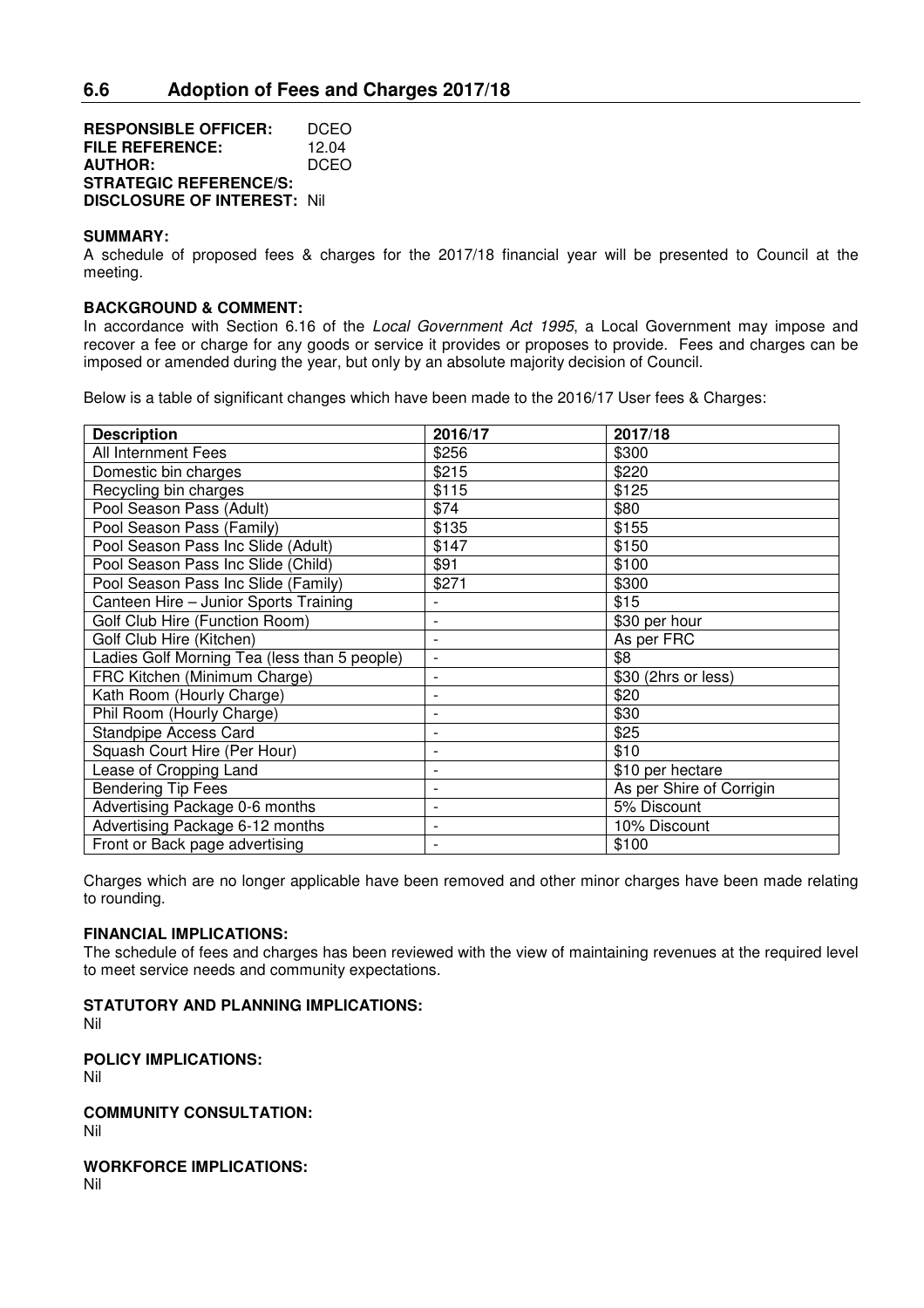## 6.6 Adoption of Fees and Charges 2017/18

**RESPONSIBLE OFFICER:** DCEO
**FILE REFERENCE:** 12.04
**AUTHOR:** DCEO
**STRATEGIC REFERENCE/S:**
**DISCLOSURE OF INTEREST:** Nil

**SUMMARY:**
A schedule of proposed fees & charges for the 2017/18 financial year will be presented to Council at the meeting.

**BACKGROUND & COMMENT:**
In accordance with Section 6.16 of the *Local Government Act 1995*, a Local Government may impose and recover a fee or charge for any goods or service it provides or proposes to provide. Fees and charges can be imposed or amended during the year, but only by an absolute majority decision of Council.

Below is a table of significant changes which have been made to the 2016/17 User fees & Charges:

| **Description** | **2016/17** | **2017/18** |
|---|---|---|
| All Internment Fees | $256 | $300 |
| Domestic bin charges | $215 | $220 |
| Recycling bin charges | $115 | $125 |
| Pool Season Pass (Adult) | $74 | $80 |
| Pool Season Pass (Family) | $135 | $155 |
| Pool Season Pass Inc Slide (Adult) | $147 | $150 |
| Pool Season Pass Inc Slide (Child) | $91 | $100 |
| Pool Season Pass Inc Slide (Family) | $271 | $300 |
| Canteen Hire – Junior Sports Training | - | $15 |
| Golf Club Hire (Function Room) | - | $30 per hour |
| Golf Club Hire (Kitchen) | - | As per FRC |
| Ladies Golf Morning Tea (less than 5 people) | - | $8 |
| FRC Kitchen (Minimum Charge) | - | $30 (2hrs or less) |
| Kath Room (Hourly Charge) | - | $20 |
| Phil Room (Hourly Charge) | - | $30 |
| Standpipe Access Card | - | $25 |
| Squash Court Hire (Per Hour) | - | $10 |
| Lease of Cropping Land | - | $10 per hectare |
| Bendering Tip Fees | - | As per Shire of Corrigin |
| Advertising Package 0-6 months | - | 5% Discount |
| Advertising Package 6-12 months | - | 10% Discount |
| Front or Back page advertising | - | $100 |

Charges which are no longer applicable have been removed and other minor charges have been made relating to rounding.

**FINANCIAL IMPLICATIONS:**
The schedule of fees and charges has been reviewed with the view of maintaining revenues at the required level to meet service needs and community expectations.

**STATUTORY AND PLANNING IMPLICATIONS:**
Nil

**POLICY IMPLICATIONS:**
Nil

**COMMUNITY CONSULTATION:**
Nil

**WORKFORCE IMPLICATIONS:**
Nil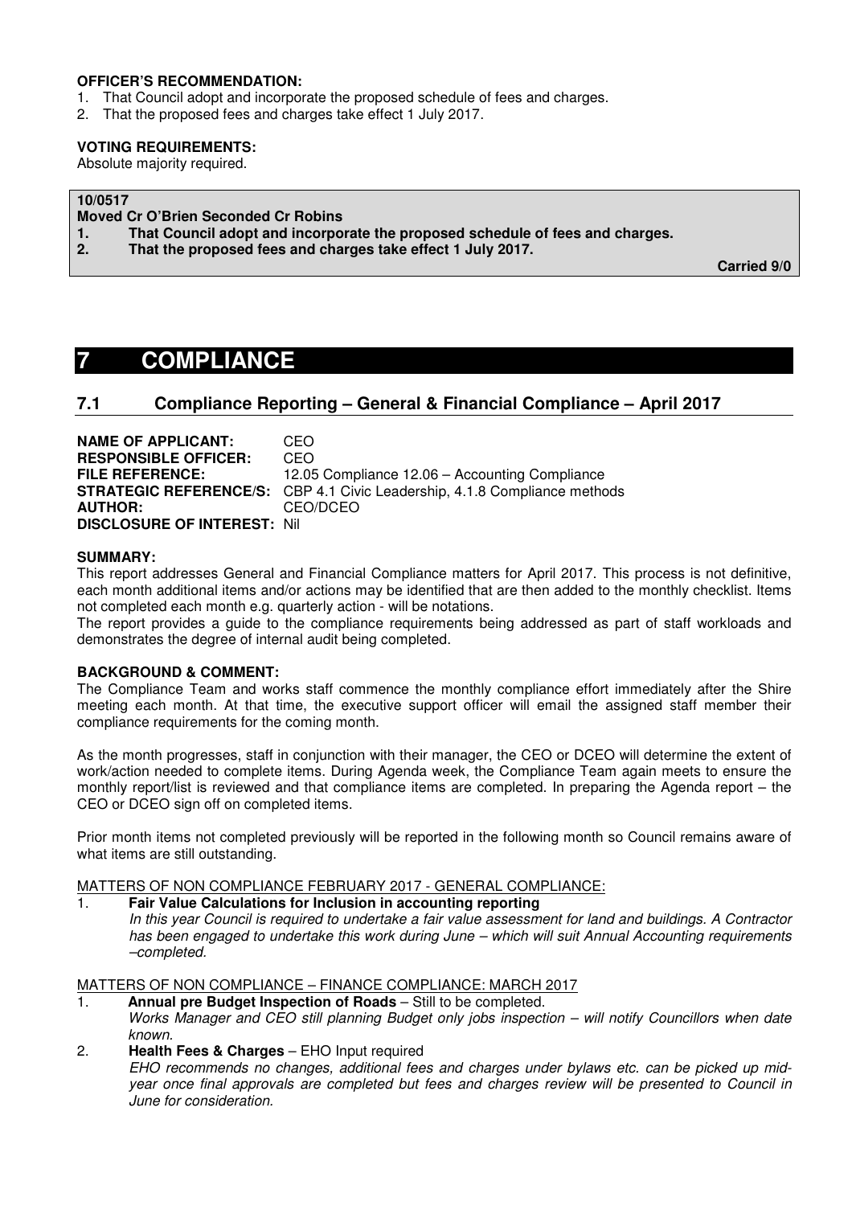**OFFICER'S RECOMMENDATION:**

1. That Council adopt and incorporate the proposed schedule of fees and charges.
2. That the proposed fees and charges take effect 1 July 2017.

**VOTING REQUIREMENTS:**

Absolute majority required.

**10/0517**

**Moved Cr O'Brien Seconded Cr Robins**

1. **That Council adopt and incorporate the proposed schedule of fees and charges.**
2. **That the proposed fees and charges take effect 1 July 2017.**

**Carried 9/0**

# 7 COMPLIANCE

## 7.1 Compliance Reporting – General & Financial Compliance – April 2017

**NAME OF APPLICANT:** CEO
**RESPONSIBLE OFFICER:** CEO
**FILE REFERENCE:** 12.05 Compliance 12.06 – Accounting Compliance
**STRATEGIC REFERENCE/S:** CBP 4.1 Civic Leadership, 4.1.8 Compliance methods
**AUTHOR:** CEO/DCEO
**DISCLOSURE OF INTEREST:** Nil

**SUMMARY:**

This report addresses General and Financial Compliance matters for April 2017. This process is not definitive, each month additional items and/or actions may be identified that are then added to the monthly checklist. Items not completed each month e.g. quarterly action - will be notations.

The report provides a guide to the compliance requirements being addressed as part of staff workloads and demonstrates the degree of internal audit being completed.

**BACKGROUND & COMMENT:**

The Compliance Team and works staff commence the monthly compliance effort immediately after the Shire meeting each month. At that time, the executive support officer will email the assigned staff member their compliance requirements for the coming month.

As the month progresses, staff in conjunction with their manager, the CEO or DCEO will determine the extent of work/action needed to complete items. During Agenda week, the Compliance Team again meets to ensure the monthly report/list is reviewed and that compliance items are completed. In preparing the Agenda report – the CEO or DCEO sign off on completed items.

Prior month items not completed previously will be reported in the following month so Council remains aware of what items are still outstanding.

MATTERS OF NON COMPLIANCE FEBRUARY 2017 - GENERAL COMPLIANCE:

1. **Fair Value Calculations for Inclusion in accounting reporting**
   *In this year Council is required to undertake a fair value assessment for land and buildings. A Contractor has been engaged to undertake this work during June – which will suit Annual Accounting requirements –completed.*

MATTERS OF NON COMPLIANCE – FINANCE COMPLIANCE: MARCH 2017

1. **Annual pre Budget Inspection of Roads** – Still to be completed.
   *Works Manager and CEO still planning Budget only jobs inspection – will notify Councillors when date known.*
2. **Health Fees & Charges** – EHO Input required
   *EHO recommends no changes, additional fees and charges under bylaws etc. can be picked up mid-year once final approvals are completed but fees and charges review will be presented to Council in June for consideration.*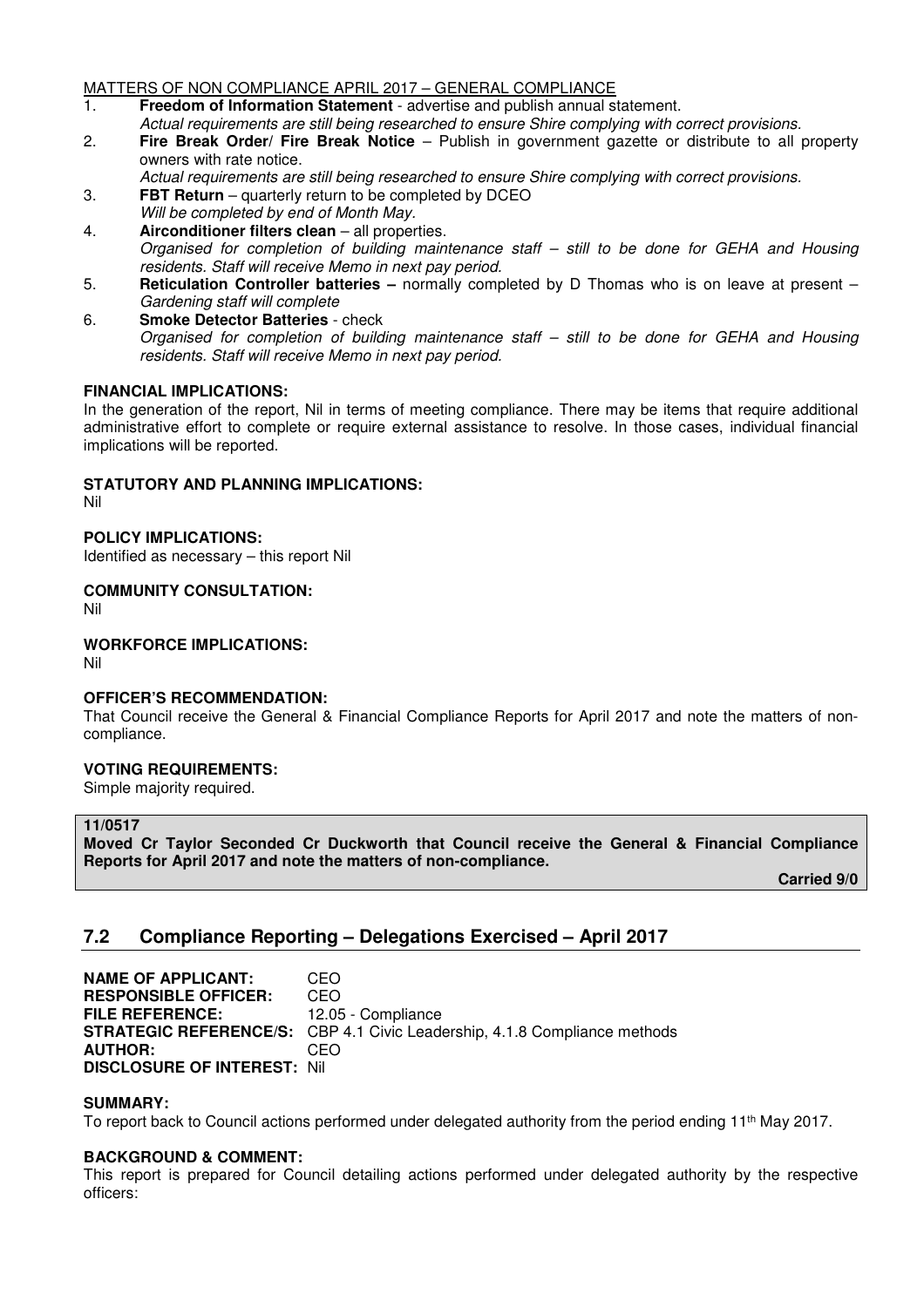MATTERS OF NON COMPLIANCE APRIL 2017 – GENERAL COMPLIANCE

1. **Freedom of Information Statement** - advertise and publish annual statement.
   *Actual requirements are still being researched to ensure Shire complying with correct provisions.*
2. **Fire Break Order/ Fire Break Notice** – Publish in government gazette or distribute to all property owners with rate notice.
   *Actual requirements are still being researched to ensure Shire complying with correct provisions.*
3. **FBT Return** – quarterly return to be completed by DCEO
   *Will be completed by end of Month May.*
4. **Airconditioner filters clean** – all properties.
   *Organised for completion of building maintenance staff – still to be done for GEHA and Housing residents. Staff will receive Memo in next pay period.*
5. **Reticulation Controller batteries –** normally completed by D Thomas who is on leave at present – *Gardening staff will complete*
6. **Smoke Detector Batteries** - check
   *Organised for completion of building maintenance staff – still to be done for GEHA and Housing residents. Staff will receive Memo in next pay period.*

**FINANCIAL IMPLICATIONS:**
In the generation of the report, Nil in terms of meeting compliance. There may be items that require additional administrative effort to complete or require external assistance to resolve. In those cases, individual financial implications will be reported.

**STATUTORY AND PLANNING IMPLICATIONS:**
Nil

**POLICY IMPLICATIONS:**
Identified as necessary – this report Nil

**COMMUNITY CONSULTATION:**
Nil

**WORKFORCE IMPLICATIONS:**
Nil

**OFFICER'S RECOMMENDATION:**
That Council receive the General & Financial Compliance Reports for April 2017 and note the matters of non-compliance.

**VOTING REQUIREMENTS:**
Simple majority required.

**11/0517**
**Moved Cr Taylor Seconded Cr Duckworth that Council receive the General & Financial Compliance Reports for April 2017 and note the matters of non-compliance.**

**Carried 9/0**

## 7.2 Compliance Reporting – Delegations Exercised – April 2017

**NAME OF APPLICANT:** CEO
**RESPONSIBLE OFFICER:** CEO
**FILE REFERENCE:** 12.05 - Compliance
**STRATEGIC REFERENCE/S:** CBP 4.1 Civic Leadership, 4.1.8 Compliance methods
**AUTHOR:** CEO
**DISCLOSURE OF INTEREST:** Nil

**SUMMARY:**
To report back to Council actions performed under delegated authority from the period ending 11th May 2017.

**BACKGROUND & COMMENT:**
This report is prepared for Council detailing actions performed under delegated authority by the respective officers: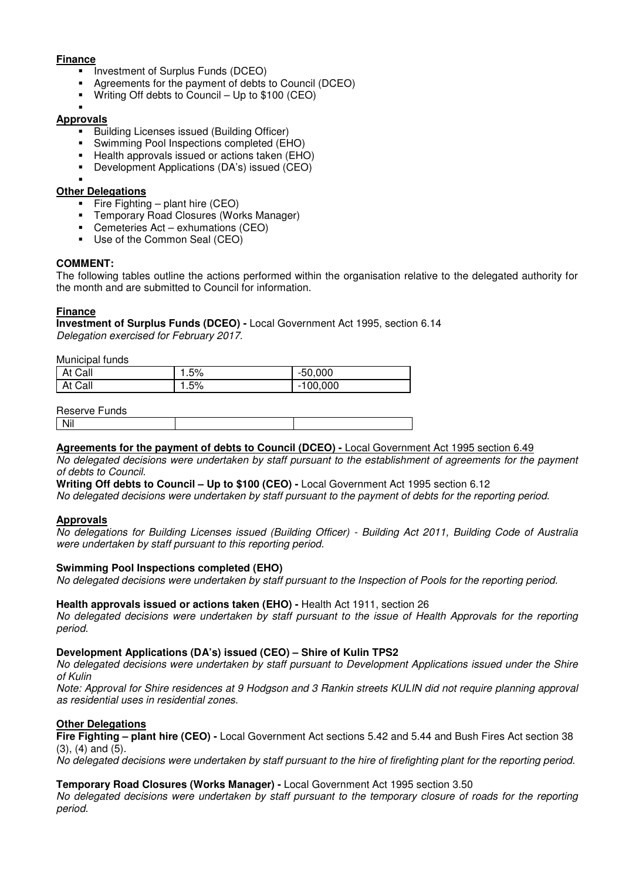**Finance**

- Investment of Surplus Funds (DCEO)
- Agreements for the payment of debts to Council (DCEO)
- Writing Off debts to Council – Up to $100 (CEO)
- 

**Approvals**

- Building Licenses issued (Building Officer)
- Swimming Pool Inspections completed (EHO)
- Health approvals issued or actions taken (EHO)
- Development Applications (DA's) issued (CEO)
- 

**Other Delegations**

- Fire Fighting – plant hire (CEO)
- Temporary Road Closures (Works Manager)
- Cemeteries Act – exhumations (CEO)
- Use of the Common Seal (CEO)

**COMMENT:**

The following tables outline the actions performed within the organisation relative to the delegated authority for the month and are submitted to Council for information.

**Finance**

**Investment of Surplus Funds (DCEO) -** Local Government Act 1995, section 6.14

*Delegation exercised for February 2017.*

Municipal funds

| At Call | 1.5% | -50,000 |
|---|---|---|
| At Call | 1.5% | -100,000 |

Reserve Funds

| Nil | | |
|---|---|---|

**Agreements for the payment of debts to Council (DCEO) -** Local Government Act 1995 section 6.49

*No delegated decisions were undertaken by staff pursuant to the establishment of agreements for the payment of debts to Council.*

**Writing Off debts to Council – Up to $100 (CEO) -** Local Government Act 1995 section 6.12

*No delegated decisions were undertaken by staff pursuant to the payment of debts for the reporting period.*

**Approvals**

*No delegations for Building Licenses issued (Building Officer) - Building Act 2011, Building Code of Australia were undertaken by staff pursuant to this reporting period.*

**Swimming Pool Inspections completed (EHO)**

*No delegated decisions were undertaken by staff pursuant to the Inspection of Pools for the reporting period.*

**Health approvals issued or actions taken (EHO) -** Health Act 1911, section 26

*No delegated decisions were undertaken by staff pursuant to the issue of Health Approvals for the reporting period.*

**Development Applications (DA's) issued (CEO) – Shire of Kulin TPS2**

*No delegated decisions were undertaken by staff pursuant to Development Applications issued under the Shire of Kulin*

*Note: Approval for Shire residences at 9 Hodgson and 3 Rankin streets KULIN did not require planning approval as residential uses in residential zones.*

**Other Delegations**

**Fire Fighting – plant hire (CEO) -** Local Government Act sections 5.42 and 5.44 and Bush Fires Act section 38 (3), (4) and (5).

*No delegated decisions were undertaken by staff pursuant to the hire of firefighting plant for the reporting period.*

**Temporary Road Closures (Works Manager) -** Local Government Act 1995 section 3.50

*No delegated decisions were undertaken by staff pursuant to the temporary closure of roads for the reporting period.*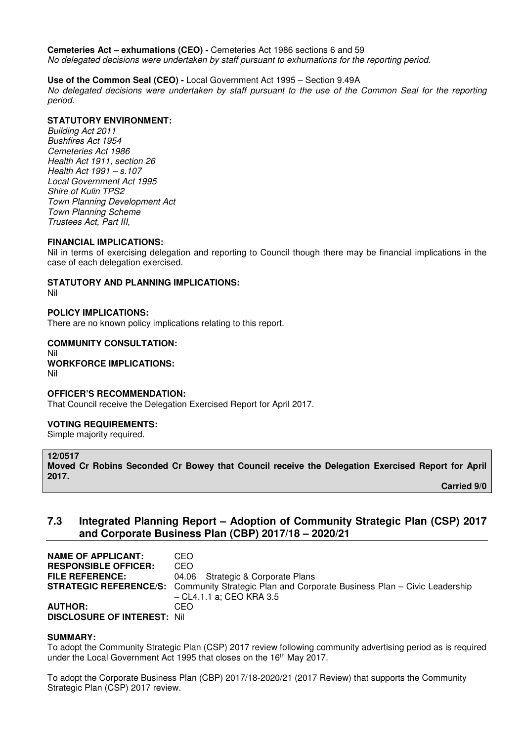**Cemeteries Act – exhumations (CEO) -** Cemeteries Act 1986 sections 6 and 59
*No delegated decisions were undertaken by staff pursuant to exhumations for the reporting period.*

**Use of the Common Seal (CEO) -** Local Government Act 1995 – Section 9.49A
*No delegated decisions were undertaken by staff pursuant to the use of the Common Seal for the reporting period.*

**STATUTORY ENVIRONMENT:**
*Building Act 2011*
*Bushfires Act 1954*
*Cemeteries Act 1986*
*Health Act 1911, section 26*
*Health Act 1991 – s.107*
*Local Government Act 1995*
*Shire of Kulin TPS2*
*Town Planning Development Act*
*Town Planning Scheme*
*Trustees Act, Part III,*

**FINANCIAL IMPLICATIONS:**
Nil in terms of exercising delegation and reporting to Council though there may be financial implications in the case of each delegation exercised.

**STATUTORY AND PLANNING IMPLICATIONS:**
Nil

**POLICY IMPLICATIONS:**
There are no known policy implications relating to this report.

**COMMUNITY CONSULTATION:**
Nil
**WORKFORCE IMPLICATIONS:**
Nil

**OFFICER'S RECOMMENDATION:**
That Council receive the Delegation Exercised Report for April 2017.

**VOTING REQUIREMENTS:**
Simple majority required.

**12/0517**
**Moved Cr Robins Seconded Cr Bowey that Council receive the Delegation Exercised Report for April 2017.**
**Carried 9/0**

## 7.3 Integrated Planning Report – Adoption of Community Strategic Plan (CSP) 2017 and Corporate Business Plan (CBP) 2017/18 – 2020/21

**NAME OF APPLICANT:** CEO
**RESPONSIBLE OFFICER:** CEO
**FILE REFERENCE:** 04.06 Strategic & Corporate Plans
**STRATEGIC REFERENCE/S:** Community Strategic Plan and Corporate Business Plan – Civic Leadership – CL4.1.1 a; CEO KRA 3.5
**AUTHOR:** CEO
**DISCLOSURE OF INTEREST:** Nil

**SUMMARY:**
To adopt the Community Strategic Plan (CSP) 2017 review following community advertising period as is required under the Local Government Act 1995 that closes on the 16th May 2017.

To adopt the Corporate Business Plan (CBP) 2017/18-2020/21 (2017 Review) that supports the Community Strategic Plan (CSP) 2017 review.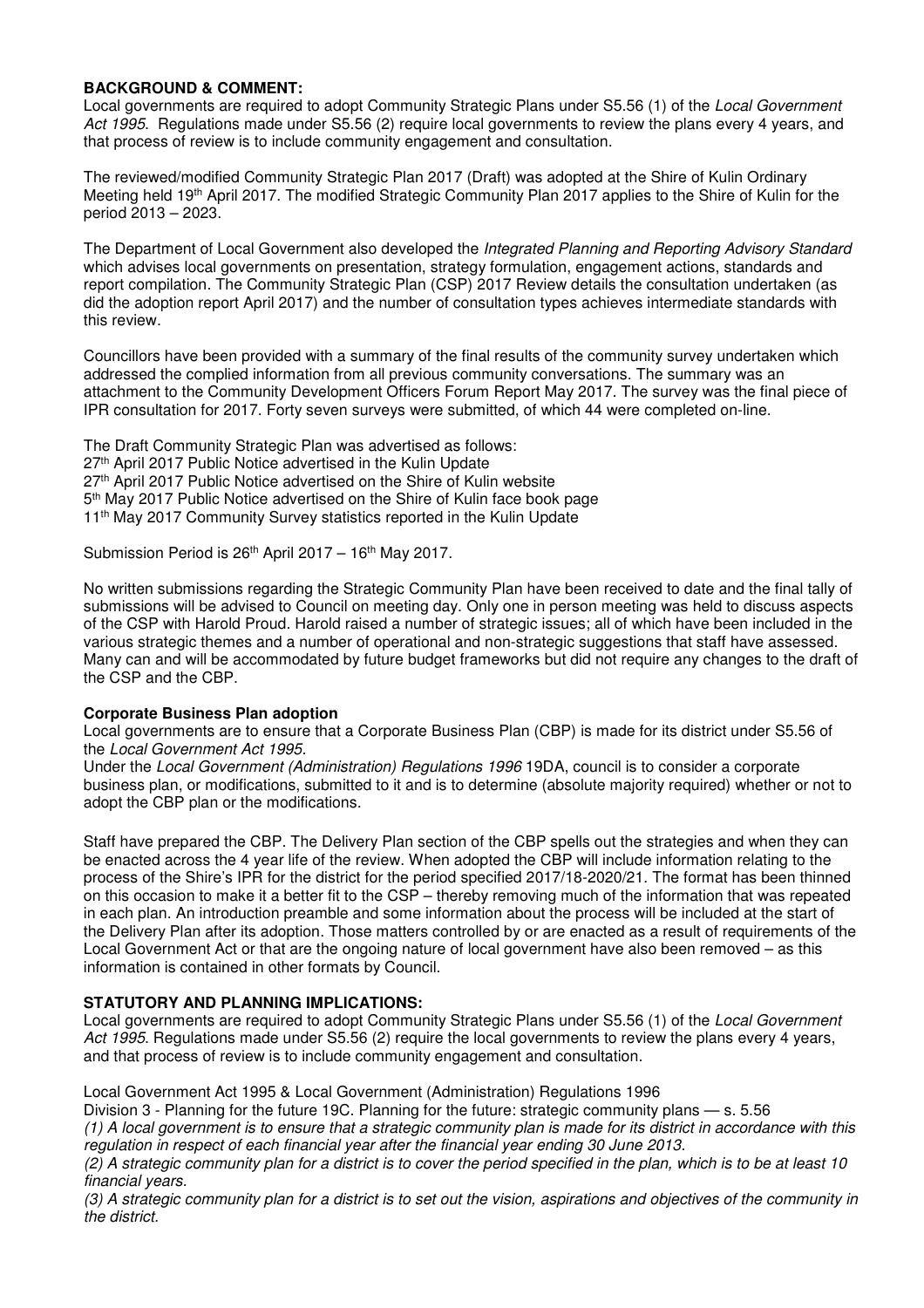**BACKGROUND & COMMENT:**
Local governments are required to adopt Community Strategic Plans under S5.56 (1) of the *Local Government Act 1995*. Regulations made under S5.56 (2) require local governments to review the plans every 4 years, and that process of review is to include community engagement and consultation.

The reviewed/modified Community Strategic Plan 2017 (Draft) was adopted at the Shire of Kulin Ordinary Meeting held 19th April 2017. The modified Strategic Community Plan 2017 applies to the Shire of Kulin for the period 2013 – 2023.

The Department of Local Government also developed the *Integrated Planning and Reporting Advisory Standard* which advises local governments on presentation, strategy formulation, engagement actions, standards and report compilation. The Community Strategic Plan (CSP) 2017 Review details the consultation undertaken (as did the adoption report April 2017) and the number of consultation types achieves intermediate standards with this review.

Councillors have been provided with a summary of the final results of the community survey undertaken which addressed the complied information from all previous community conversations. The summary was an attachment to the Community Development Officers Forum Report May 2017. The survey was the final piece of IPR consultation for 2017. Forty seven surveys were submitted, of which 44 were completed on-line.

The Draft Community Strategic Plan was advertised as follows:
27th April 2017 Public Notice advertised in the Kulin Update
27th April 2017 Public Notice advertised on the Shire of Kulin website
5th May 2017 Public Notice advertised on the Shire of Kulin face book page
11th May 2017 Community Survey statistics reported in the Kulin Update

Submission Period is 26th April 2017 – 16th May 2017.

No written submissions regarding the Strategic Community Plan have been received to date and the final tally of submissions will be advised to Council on meeting day. Only one in person meeting was held to discuss aspects of the CSP with Harold Proud. Harold raised a number of strategic issues; all of which have been included in the various strategic themes and a number of operational and non-strategic suggestions that staff have assessed. Many can and will be accommodated by future budget frameworks but did not require any changes to the draft of the CSP and the CBP.

**Corporate Business Plan adoption**
Local governments are to ensure that a Corporate Business Plan (CBP) is made for its district under S5.56 of the *Local Government Act 1995*.
Under the *Local Government (Administration) Regulations 1996* 19DA, council is to consider a corporate business plan, or modifications, submitted to it and is to determine (absolute majority required) whether or not to adopt the CBP plan or the modifications.

Staff have prepared the CBP. The Delivery Plan section of the CBP spells out the strategies and when they can be enacted across the 4 year life of the review. When adopted the CBP will include information relating to the process of the Shire's IPR for the district for the period specified 2017/18-2020/21. The format has been thinned on this occasion to make it a better fit to the CSP – thereby removing much of the information that was repeated in each plan. An introduction preamble and some information about the process will be included at the start of the Delivery Plan after its adoption. Those matters controlled by or are enacted as a result of requirements of the Local Government Act or that are the ongoing nature of local government have also been removed – as this information is contained in other formats by Council.

**STATUTORY AND PLANNING IMPLICATIONS:**
Local governments are required to adopt Community Strategic Plans under S5.56 (1) of the *Local Government Act 1995*. Regulations made under S5.56 (2) require the local governments to review the plans every 4 years, and that process of review is to include community engagement and consultation.

Local Government Act 1995 & Local Government (Administration) Regulations 1996
Division 3 - Planning for the future 19C. Planning for the future: strategic community plans — s. 5.56
*(1) A local government is to ensure that a strategic community plan is made for its district in accordance with this regulation in respect of each financial year after the financial year ending 30 June 2013.*
*(2) A strategic community plan for a district is to cover the period specified in the plan, which is to be at least 10 financial years.*
*(3) A strategic community plan for a district is to set out the vision, aspirations and objectives of the community in the district.*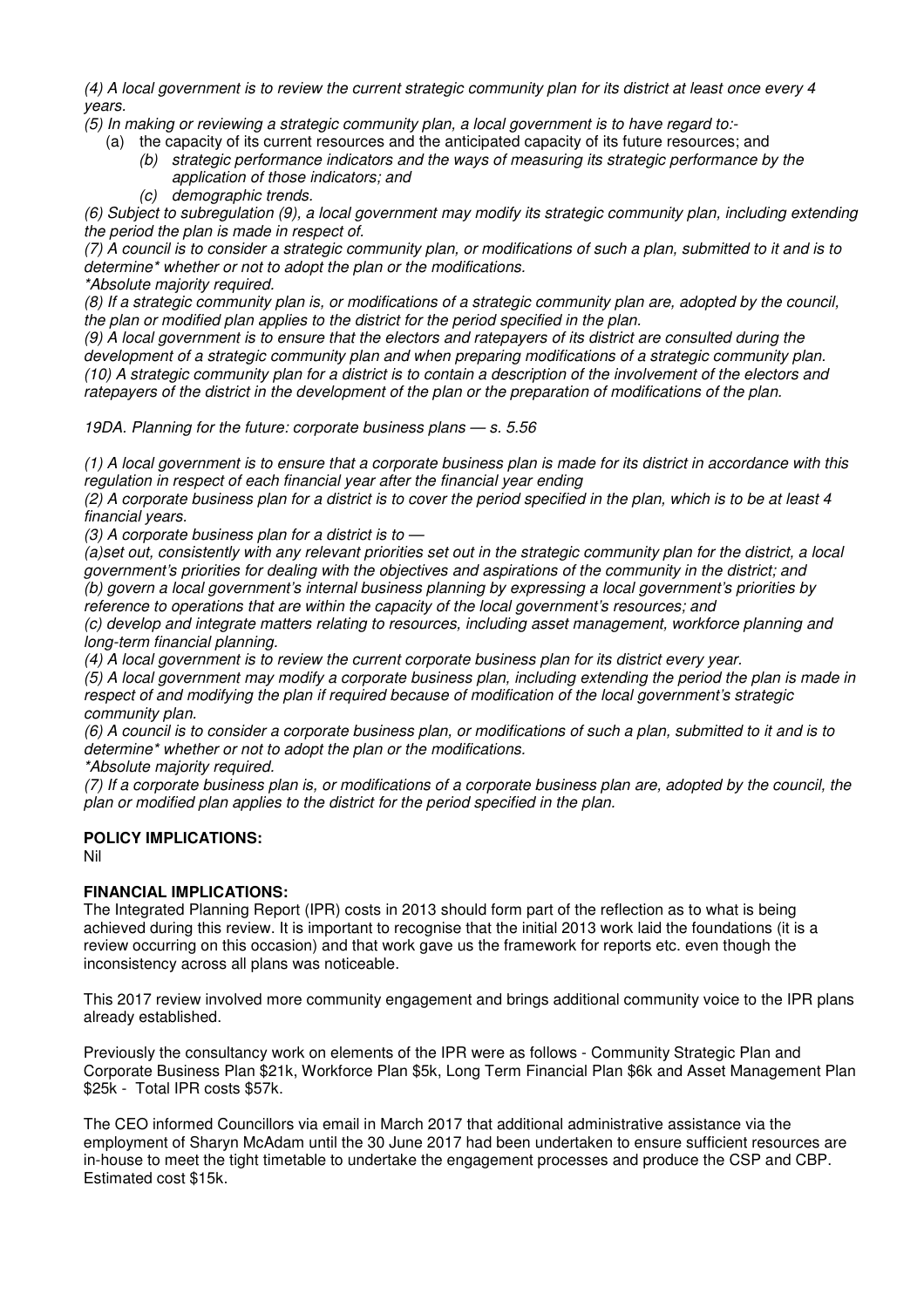*(4) A local government is to review the current strategic community plan for its district at least once every 4 years.*

*(5) In making or reviewing a strategic community plan, a local government is to have regard to:-*

(a) the capacity of its current resources and the anticipated capacity of its future resources; and

*(b) strategic performance indicators and the ways of measuring its strategic performance by the application of those indicators; and*

*(c) demographic trends.*

*(6) Subject to subregulation (9), a local government may modify its strategic community plan, including extending the period the plan is made in respect of.*

*(7) A council is to consider a strategic community plan, or modifications of such a plan, submitted to it and is to determine\* whether or not to adopt the plan or the modifications.*

*\*Absolute majority required.*

*(8) If a strategic community plan is, or modifications of a strategic community plan are, adopted by the council, the plan or modified plan applies to the district for the period specified in the plan.*

*(9) A local government is to ensure that the electors and ratepayers of its district are consulted during the development of a strategic community plan and when preparing modifications of a strategic community plan.*

*(10) A strategic community plan for a district is to contain a description of the involvement of the electors and ratepayers of the district in the development of the plan or the preparation of modifications of the plan.*

*19DA. Planning for the future: corporate business plans — s. 5.56*

*(1) A local government is to ensure that a corporate business plan is made for its district in accordance with this regulation in respect of each financial year after the financial year ending*

*(2) A corporate business plan for a district is to cover the period specified in the plan, which is to be at least 4 financial years.*

*(3) A corporate business plan for a district is to —*

*(a)set out, consistently with any relevant priorities set out in the strategic community plan for the district, a local government's priorities for dealing with the objectives and aspirations of the community in the district; and*

*(b) govern a local government's internal business planning by expressing a local government's priorities by reference to operations that are within the capacity of the local government's resources; and*

*(c) develop and integrate matters relating to resources, including asset management, workforce planning and long-term financial planning.*

*(4) A local government is to review the current corporate business plan for its district every year.*

*(5) A local government may modify a corporate business plan, including extending the period the plan is made in respect of and modifying the plan if required because of modification of the local government's strategic community plan.*

*(6) A council is to consider a corporate business plan, or modifications of such a plan, submitted to it and is to determine\* whether or not to adopt the plan or the modifications.*

*\*Absolute majority required.*

*(7) If a corporate business plan is, or modifications of a corporate business plan are, adopted by the council, the plan or modified plan applies to the district for the period specified in the plan.*

**POLICY IMPLICATIONS:**

Nil

**FINANCIAL IMPLICATIONS:**

The Integrated Planning Report (IPR) costs in 2013 should form part of the reflection as to what is being achieved during this review. It is important to recognise that the initial 2013 work laid the foundations (it is a review occurring on this occasion) and that work gave us the framework for reports etc. even though the inconsistency across all plans was noticeable.

This 2017 review involved more community engagement and brings additional community voice to the IPR plans already established.

Previously the consultancy work on elements of the IPR were as follows - Community Strategic Plan and Corporate Business Plan $21k, Workforce Plan $5k, Long Term Financial Plan $6k and Asset Management Plan $25k - Total IPR costs $57k.

The CEO informed Councillors via email in March 2017 that additional administrative assistance via the employment of Sharyn McAdam until the 30 June 2017 had been undertaken to ensure sufficient resources are in-house to meet the tight timetable to undertake the engagement processes and produce the CSP and CBP. Estimated cost $15k.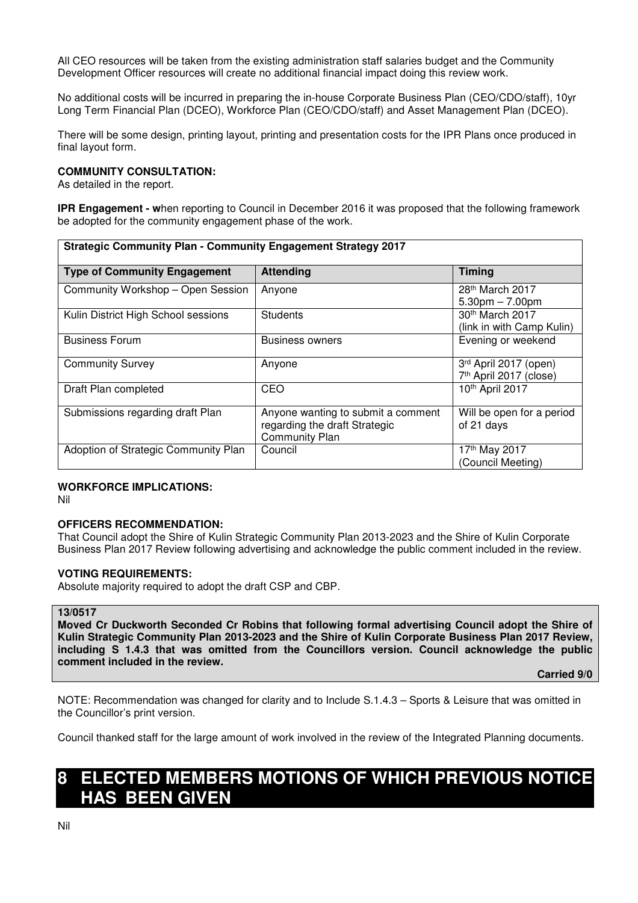All CEO resources will be taken from the existing administration staff salaries budget and the Community Development Officer resources will create no additional financial impact doing this review work.

No additional costs will be incurred in preparing the in-house Corporate Business Plan (CEO/CDO/staff), 10yr Long Term Financial Plan (DCEO), Workforce Plan (CEO/CDO/staff) and Asset Management Plan (DCEO).

There will be some design, printing layout, printing and presentation costs for the IPR Plans once produced in final layout form.

**COMMUNITY CONSULTATION:**
As detailed in the report.

**IPR Engagement - w**hen reporting to Council in December 2016 it was proposed that the following framework be adopted for the community engagement phase of the work.

| **Strategic Community Plan - Community Engagement Strategy 2017** | | |
|---|---|---|
| **Type of Community Engagement** | **Attending** | **Timing** |
| Community Workshop – Open Session | Anyone | 28th March 2017<br>5.30pm – 7.00pm |
| Kulin District High School sessions | Students | 30th March 2017<br>(link in with Camp Kulin) |
| Business Forum | Business owners | Evening or weekend |
| Community Survey | Anyone | 3rd April 2017 (open)<br>7th April 2017 (close) |
| Draft Plan completed | CEO | 10th April 2017 |
| Submissions regarding draft Plan | Anyone wanting to submit a comment regarding the draft Strategic Community Plan | Will be open for a period of 21 days |
| Adoption of Strategic Community Plan | Council | 17th May 2017<br>(Council Meeting) |

**WORKFORCE IMPLICATIONS:**
Nil

**OFFICERS RECOMMENDATION:**
That Council adopt the Shire of Kulin Strategic Community Plan 2013-2023 and the Shire of Kulin Corporate Business Plan 2017 Review following advertising and acknowledge the public comment included in the review.

**VOTING REQUIREMENTS:**
Absolute majority required to adopt the draft CSP and CBP.

**13/0517**
**Moved Cr Duckworth Seconded Cr Robins that following formal advertising Council adopt the Shire of Kulin Strategic Community Plan 2013-2023 and the Shire of Kulin Corporate Business Plan 2017 Review, including S 1.4.3 that was omitted from the Councillors version. Council acknowledge the public comment included in the review.**

**Carried 9/0**

NOTE: Recommendation was changed for clarity and to Include S.1.4.3 – Sports & Leisure that was omitted in the Councillor's print version.

Council thanked staff for the large amount of work involved in the review of the Integrated Planning documents.

# 8 ELECTED MEMBERS MOTIONS OF WHICH PREVIOUS NOTICE HAS BEEN GIVEN

Nil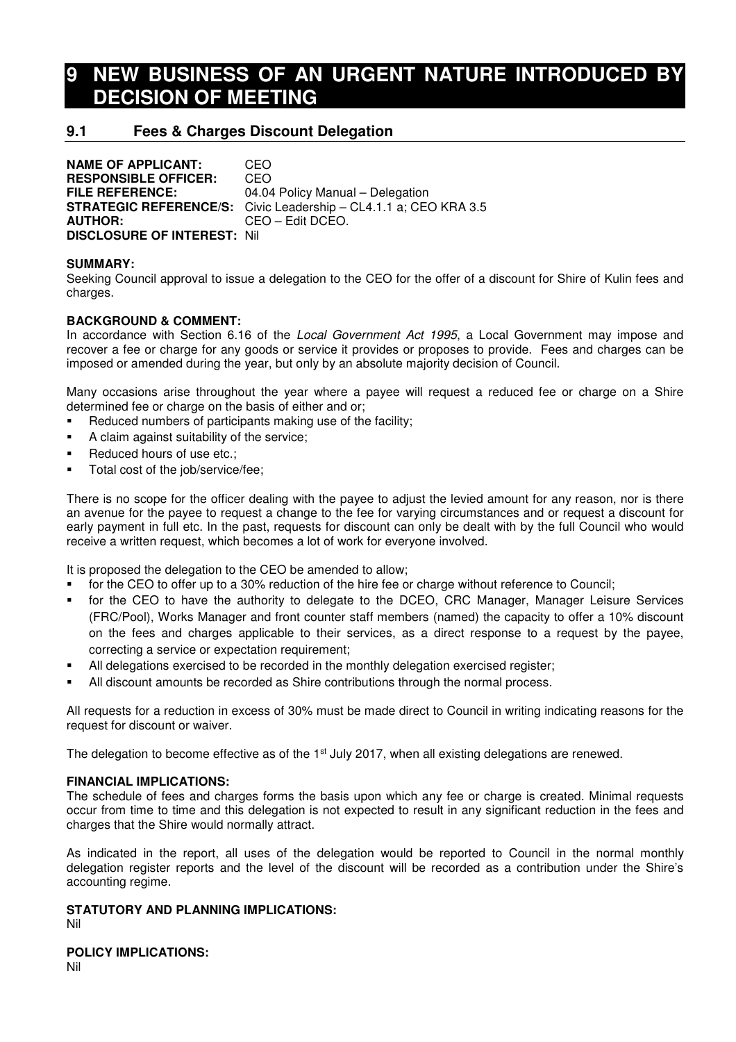# 9 NEW BUSINESS OF AN URGENT NATURE INTRODUCED BY DECISION OF MEETING

## 9.1 Fees & Charges Discount Delegation

**NAME OF APPLICANT:** CEO
**RESPONSIBLE OFFICER:** CEO
**FILE REFERENCE:** 04.04 Policy Manual – Delegation
**STRATEGIC REFERENCE/S:** Civic Leadership – CL4.1.1 a; CEO KRA 3.5
**AUTHOR:** CEO – Edit DCEO.
**DISCLOSURE OF INTEREST:** Nil

**SUMMARY:**
Seeking Council approval to issue a delegation to the CEO for the offer of a discount for Shire of Kulin fees and charges.

**BACKGROUND & COMMENT:**
In accordance with Section 6.16 of the *Local Government Act 1995*, a Local Government may impose and recover a fee or charge for any goods or service it provides or proposes to provide. Fees and charges can be imposed or amended during the year, but only by an absolute majority decision of Council.

Many occasions arise throughout the year where a payee will request a reduced fee or charge on a Shire determined fee or charge on the basis of either and or;

- Reduced numbers of participants making use of the facility;
- A claim against suitability of the service;
- Reduced hours of use etc.;
- Total cost of the job/service/fee;

There is no scope for the officer dealing with the payee to adjust the levied amount for any reason, nor is there an avenue for the payee to request a change to the fee for varying circumstances and or request a discount for early payment in full etc. In the past, requests for discount can only be dealt with by the full Council who would receive a written request, which becomes a lot of work for everyone involved.

It is proposed the delegation to the CEO be amended to allow;

- for the CEO to offer up to a 30% reduction of the hire fee or charge without reference to Council;
- for the CEO to have the authority to delegate to the DCEO, CRC Manager, Manager Leisure Services (FRC/Pool), Works Manager and front counter staff members (named) the capacity to offer a 10% discount on the fees and charges applicable to their services, as a direct response to a request by the payee, correcting a service or expectation requirement;
- All delegations exercised to be recorded in the monthly delegation exercised register;
- All discount amounts be recorded as Shire contributions through the normal process.

All requests for a reduction in excess of 30% must be made direct to Council in writing indicating reasons for the request for discount or waiver.

The delegation to become effective as of the 1st July 2017, when all existing delegations are renewed.

**FINANCIAL IMPLICATIONS:**
The schedule of fees and charges forms the basis upon which any fee or charge is created. Minimal requests occur from time to time and this delegation is not expected to result in any significant reduction in the fees and charges that the Shire would normally attract.

As indicated in the report, all uses of the delegation would be reported to Council in the normal monthly delegation register reports and the level of the discount will be recorded as a contribution under the Shire's accounting regime.

**STATUTORY AND PLANNING IMPLICATIONS:**
Nil

**POLICY IMPLICATIONS:**
Nil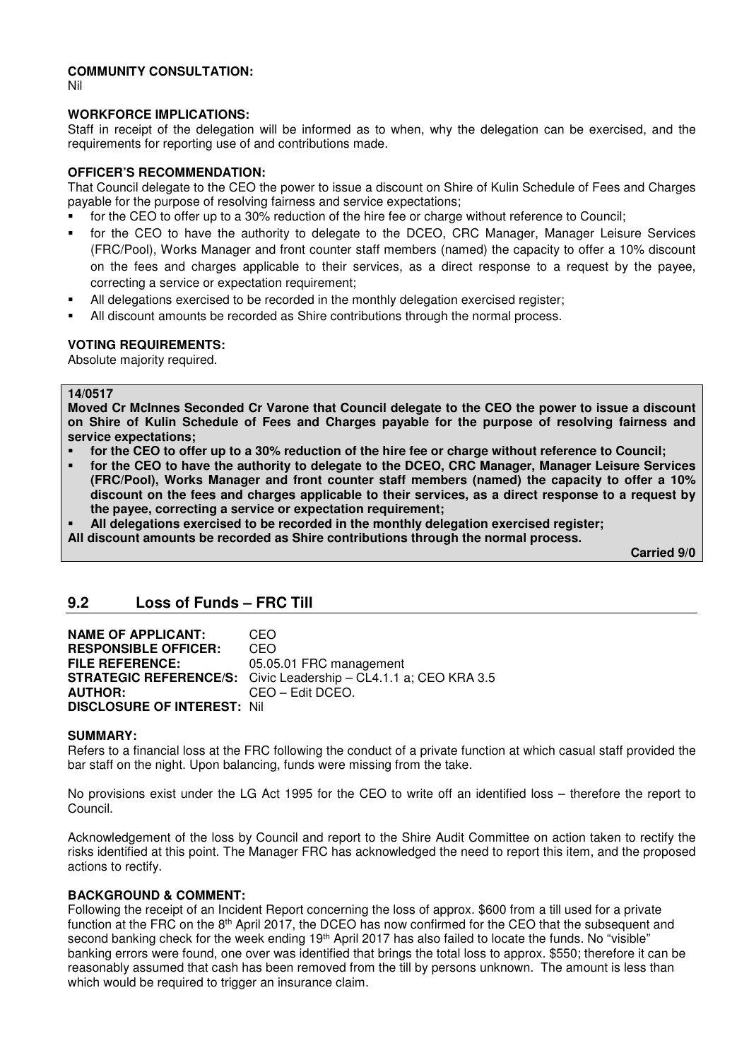**COMMUNITY CONSULTATION:**
Nil

**WORKFORCE IMPLICATIONS:**
Staff in receipt of the delegation will be informed as to when, why the delegation can be exercised, and the requirements for reporting use of and contributions made.

**OFFICER'S RECOMMENDATION:**
That Council delegate to the CEO the power to issue a discount on Shire of Kulin Schedule of Fees and Charges payable for the purpose of resolving fairness and service expectations;

- for the CEO to offer up to a 30% reduction of the hire fee or charge without reference to Council;
- for the CEO to have the authority to delegate to the DCEO, CRC Manager, Manager Leisure Services (FRC/Pool), Works Manager and front counter staff members (named) the capacity to offer a 10% discount on the fees and charges applicable to their services, as a direct response to a request by the payee, correcting a service or expectation requirement;
- All delegations exercised to be recorded in the monthly delegation exercised register;
- All discount amounts be recorded as Shire contributions through the normal process.

**VOTING REQUIREMENTS:**
Absolute majority required.

**14/0517**
**Moved Cr McInnes Seconded Cr Varone that Council delegate to the CEO the power to issue a discount on Shire of Kulin Schedule of Fees and Charges payable for the purpose of resolving fairness and service expectations;**

- **for the CEO to offer up to a 30% reduction of the hire fee or charge without reference to Council;**
- **for the CEO to have the authority to delegate to the DCEO, CRC Manager, Manager Leisure Services (FRC/Pool), Works Manager and front counter staff members (named) the capacity to offer a 10% discount on the fees and charges applicable to their services, as a direct response to a request by the payee, correcting a service or expectation requirement;**
- **All delegations exercised to be recorded in the monthly delegation exercised register;**

**All discount amounts be recorded as Shire contributions through the normal process.**

**Carried 9/0**

## 9.2 Loss of Funds – FRC Till

**NAME OF APPLICANT:** CEO
**RESPONSIBLE OFFICER:** CEO
**FILE REFERENCE:** 05.05.01 FRC management
**STRATEGIC REFERENCE/S:** Civic Leadership – CL4.1.1 a; CEO KRA 3.5
**AUTHOR:** CEO – Edit DCEO.
**DISCLOSURE OF INTEREST:** Nil

**SUMMARY:**
Refers to a financial loss at the FRC following the conduct of a private function at which casual staff provided the bar staff on the night. Upon balancing, funds were missing from the take.

No provisions exist under the LG Act 1995 for the CEO to write off an identified loss – therefore the report to Council.

Acknowledgement of the loss by Council and report to the Shire Audit Committee on action taken to rectify the risks identified at this point. The Manager FRC has acknowledged the need to report this item, and the proposed actions to rectify.

**BACKGROUND & COMMENT:**
Following the receipt of an Incident Report concerning the loss of approx. $600 from a till used for a private function at the FRC on the 8th April 2017, the DCEO has now confirmed for the CEO that the subsequent and second banking check for the week ending 19th April 2017 has also failed to locate the funds. No "visible" banking errors were found, one over was identified that brings the total loss to approx. $550; therefore it can be reasonably assumed that cash has been removed from the till by persons unknown. The amount is less than which would be required to trigger an insurance claim.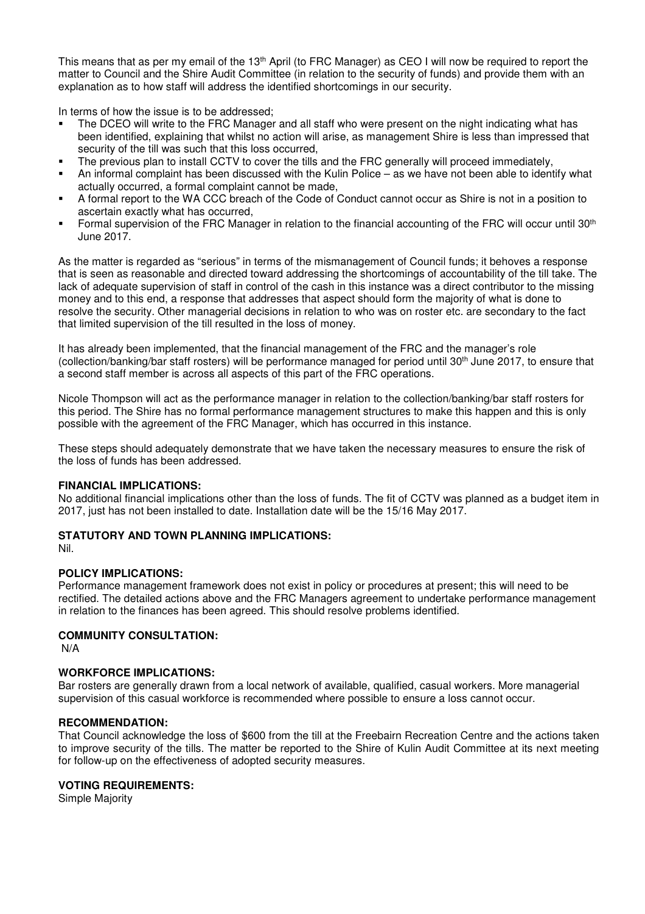This means that as per my email of the 13th April (to FRC Manager) as CEO I will now be required to report the matter to Council and the Shire Audit Committee (in relation to the security of funds) and provide them with an explanation as to how staff will address the identified shortcomings in our security.

In terms of how the issue is to be addressed;

- The DCEO will write to the FRC Manager and all staff who were present on the night indicating what has been identified, explaining that whilst no action will arise, as management Shire is less than impressed that security of the till was such that this loss occurred,
- The previous plan to install CCTV to cover the tills and the FRC generally will proceed immediately,
- An informal complaint has been discussed with the Kulin Police – as we have not been able to identify what actually occurred, a formal complaint cannot be made,
- A formal report to the WA CCC breach of the Code of Conduct cannot occur as Shire is not in a position to ascertain exactly what has occurred,
- Formal supervision of the FRC Manager in relation to the financial accounting of the FRC will occur until 30th June 2017.

As the matter is regarded as "serious" in terms of the mismanagement of Council funds; it behoves a response that is seen as reasonable and directed toward addressing the shortcomings of accountability of the till take. The lack of adequate supervision of staff in control of the cash in this instance was a direct contributor to the missing money and to this end, a response that addresses that aspect should form the majority of what is done to resolve the security. Other managerial decisions in relation to who was on roster etc. are secondary to the fact that limited supervision of the till resulted in the loss of money.

It has already been implemented, that the financial management of the FRC and the manager's role (collection/banking/bar staff rosters) will be performance managed for period until 30th June 2017, to ensure that a second staff member is across all aspects of this part of the FRC operations.

Nicole Thompson will act as the performance manager in relation to the collection/banking/bar staff rosters for this period. The Shire has no formal performance management structures to make this happen and this is only possible with the agreement of the FRC Manager, which has occurred in this instance.

These steps should adequately demonstrate that we have taken the necessary measures to ensure the risk of the loss of funds has been addressed.

**FINANCIAL IMPLICATIONS:**

No additional financial implications other than the loss of funds. The fit of CCTV was planned as a budget item in 2017, just has not been installed to date. Installation date will be the 15/16 May 2017.

**STATUTORY AND TOWN PLANNING IMPLICATIONS:**

Nil.

**POLICY IMPLICATIONS:**

Performance management framework does not exist in policy or procedures at present; this will need to be rectified. The detailed actions above and the FRC Managers agreement to undertake performance management in relation to the finances has been agreed. This should resolve problems identified.

**COMMUNITY CONSULTATION:**

N/A

**WORKFORCE IMPLICATIONS:**

Bar rosters are generally drawn from a local network of available, qualified, casual workers. More managerial supervision of this casual workforce is recommended where possible to ensure a loss cannot occur.

**RECOMMENDATION:**

That Council acknowledge the loss of $600 from the till at the Freebairn Recreation Centre and the actions taken to improve security of the tills. The matter be reported to the Shire of Kulin Audit Committee at its next meeting for follow-up on the effectiveness of adopted security measures.

**VOTING REQUIREMENTS:**

Simple Majority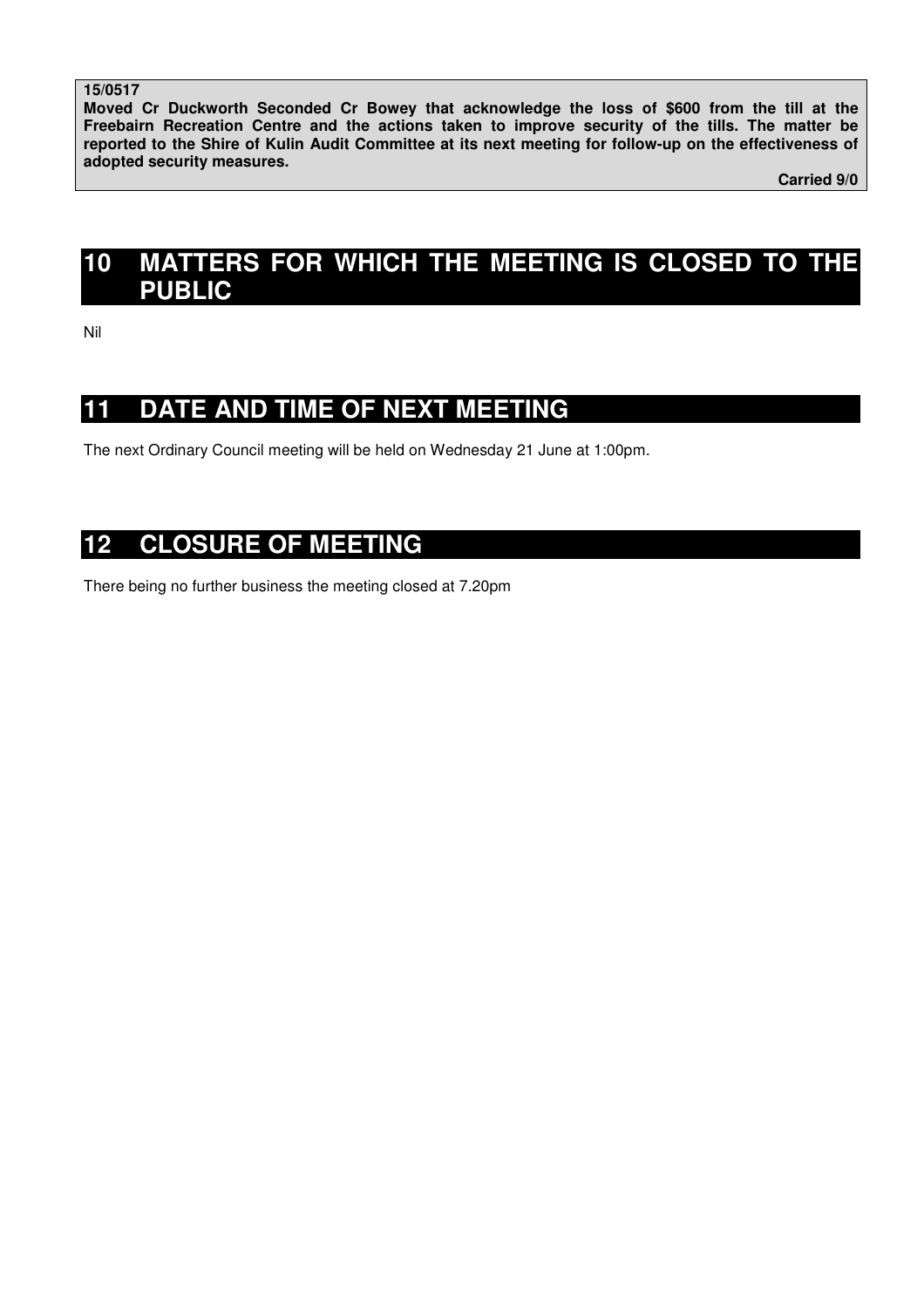**15/0517**
**Moved Cr Duckworth Seconded Cr Bowey that acknowledge the loss of $600 from the till at the Freebairn Recreation Centre and the actions taken to improve security of the tills. The matter be reported to the Shire of Kulin Audit Committee at its next meeting for follow-up on the effectiveness of adopted security measures.**

**Carried 9/0**

# 10 MATTERS FOR WHICH THE MEETING IS CLOSED TO THE PUBLIC

Nil

# 11 DATE AND TIME OF NEXT MEETING

The next Ordinary Council meeting will be held on Wednesday 21 June at 1:00pm.

# 12 CLOSURE OF MEETING

There being no further business the meeting closed at 7.20pm